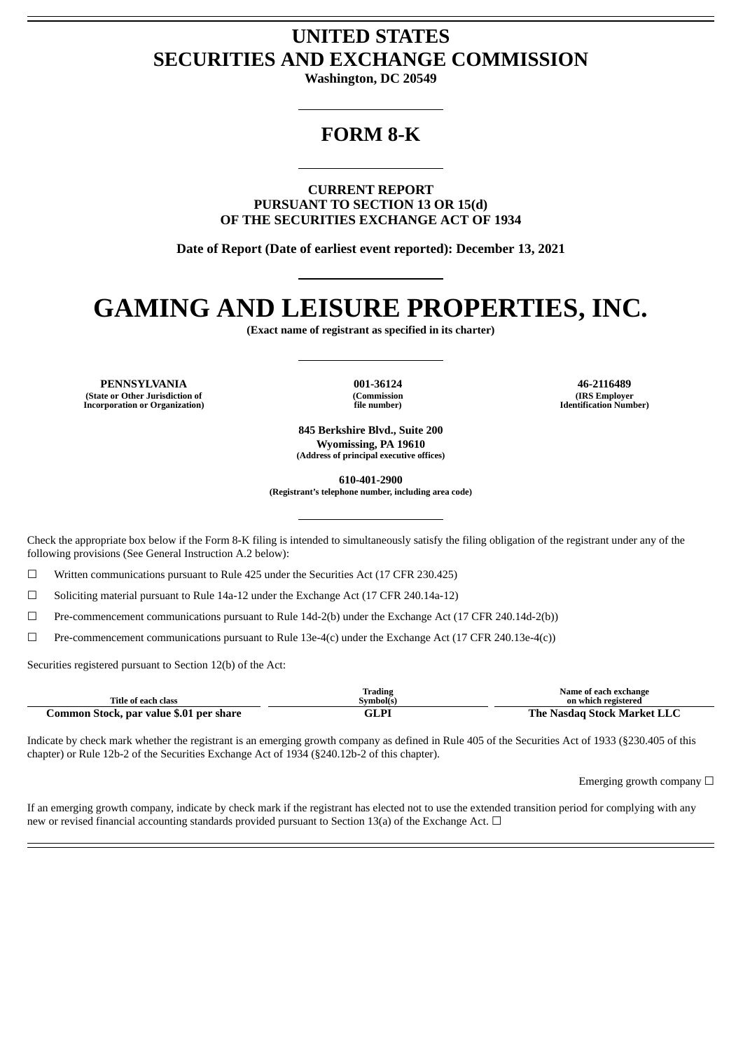# UNITED STATES
# SECURITIES AND EXCHANGE COMMISSION

**Washington, DC 20549**

## FORM 8-K

**CURRENT REPORT**
**PURSUANT TO SECTION 13 OR 15(d)**
**OF THE SECURITIES EXCHANGE ACT OF 1934**

**Date of Report (Date of earliest event reported): December 13, 2021**

# GAMING AND LEISURE PROPERTIES, INC.

**(Exact name of registrant as specified in its charter)**

| PENNSYLVANIA | 001-36124 | 46-2116489 |
|---|---|---|
| (State or Other Jurisdiction of Incorporation or Organization) | (Commission file number) | (IRS Employer Identification Number) |

**845 Berkshire Blvd., Suite 200**
**Wyomissing, PA 19610**
**(Address of principal executive offices)**

**610-401-2900**
**(Registrant's telephone number, including area code)**

Check the appropriate box below if the Form 8-K filing is intended to simultaneously satisfy the filing obligation of the registrant under any of the following provisions (See General Instruction A.2 below):

☐ Written communications pursuant to Rule 425 under the Securities Act (17 CFR 230.425)

☐ Soliciting material pursuant to Rule 14a-12 under the Exchange Act (17 CFR 240.14a-12)

☐ Pre-commencement communications pursuant to Rule 14d-2(b) under the Exchange Act (17 CFR 240.14d-2(b))

☐ Pre-commencement communications pursuant to Rule 13e-4(c) under the Exchange Act (17 CFR 240.13e-4(c))

Securities registered pursuant to Section 12(b) of the Act:

| Title of each class | Trading Symbol(s) | Name of each exchange on which registered |
|---|---|---|
| **Common Stock, par value $.01 per share** | **GLPI** | **The Nasdaq Stock Market LLC** |

Indicate by check mark whether the registrant is an emerging growth company as defined in Rule 405 of the Securities Act of 1933 (§230.405 of this chapter) or Rule 12b-2 of the Securities Exchange Act of 1934 (§240.12b-2 of this chapter).

Emerging growth company ☐

If an emerging growth company, indicate by check mark if the registrant has elected not to use the extended transition period for complying with any new or revised financial accounting standards provided pursuant to Section 13(a) of the Exchange Act. ☐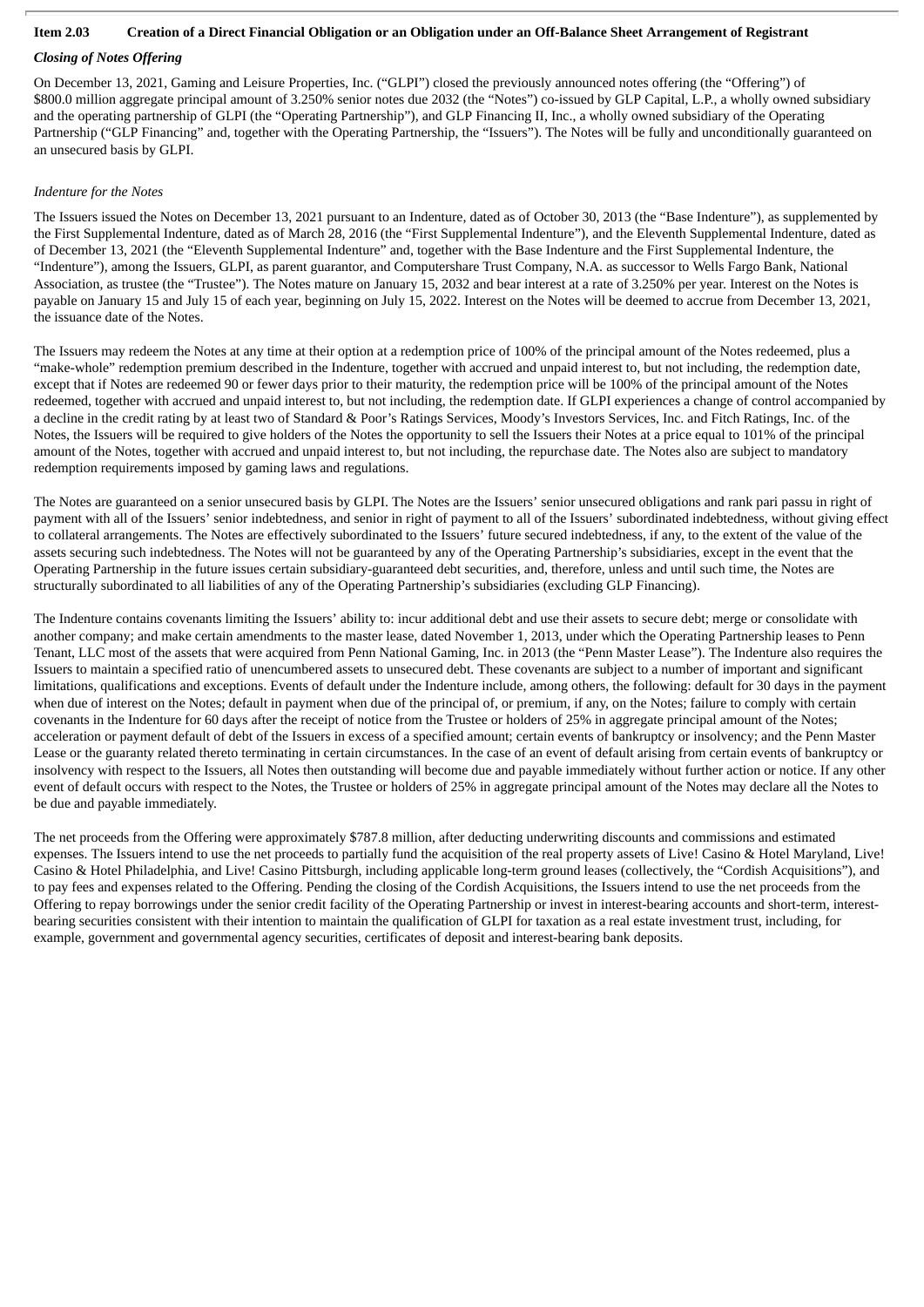### Item 2.03 Creation of a Direct Financial Obligation or an Obligation under an Off-Balance Sheet Arrangement of Registrant

***Closing of Notes Offering***

On December 13, 2021, Gaming and Leisure Properties, Inc. ("GLPI") closed the previously announced notes offering (the "Offering") of $800.0 million aggregate principal amount of 3.250% senior notes due 2032 (the "Notes") co-issued by GLP Capital, L.P., a wholly owned subsidiary and the operating partnership of GLPI (the "Operating Partnership"), and GLP Financing II, Inc., a wholly owned subsidiary of the Operating Partnership ("GLP Financing" and, together with the Operating Partnership, the "Issuers"). The Notes will be fully and unconditionally guaranteed on an unsecured basis by GLPI.

*Indenture for the Notes*

The Issuers issued the Notes on December 13, 2021 pursuant to an Indenture, dated as of October 30, 2013 (the "Base Indenture"), as supplemented by the First Supplemental Indenture, dated as of March 28, 2016 (the "First Supplemental Indenture"), and the Eleventh Supplemental Indenture, dated as of December 13, 2021 (the "Eleventh Supplemental Indenture" and, together with the Base Indenture and the First Supplemental Indenture, the "Indenture"), among the Issuers, GLPI, as parent guarantor, and Computershare Trust Company, N.A. as successor to Wells Fargo Bank, National Association, as trustee (the "Trustee"). The Notes mature on January 15, 2032 and bear interest at a rate of 3.250% per year. Interest on the Notes is payable on January 15 and July 15 of each year, beginning on July 15, 2022. Interest on the Notes will be deemed to accrue from December 13, 2021, the issuance date of the Notes.

The Issuers may redeem the Notes at any time at their option at a redemption price of 100% of the principal amount of the Notes redeemed, plus a "make-whole" redemption premium described in the Indenture, together with accrued and unpaid interest to, but not including, the redemption date, except that if Notes are redeemed 90 or fewer days prior to their maturity, the redemption price will be 100% of the principal amount of the Notes redeemed, together with accrued and unpaid interest to, but not including, the redemption date. If GLPI experiences a change of control accompanied by a decline in the credit rating by at least two of Standard & Poor's Ratings Services, Moody's Investors Services, Inc. and Fitch Ratings, Inc. of the Notes, the Issuers will be required to give holders of the Notes the opportunity to sell the Issuers their Notes at a price equal to 101% of the principal amount of the Notes, together with accrued and unpaid interest to, but not including, the repurchase date. The Notes also are subject to mandatory redemption requirements imposed by gaming laws and regulations.

The Notes are guaranteed on a senior unsecured basis by GLPI. The Notes are the Issuers' senior unsecured obligations and rank pari passu in right of payment with all of the Issuers' senior indebtedness, and senior in right of payment to all of the Issuers' subordinated indebtedness, without giving effect to collateral arrangements. The Notes are effectively subordinated to the Issuers' future secured indebtedness, if any, to the extent of the value of the assets securing such indebtedness. The Notes will not be guaranteed by any of the Operating Partnership's subsidiaries, except in the event that the Operating Partnership in the future issues certain subsidiary-guaranteed debt securities, and, therefore, unless and until such time, the Notes are structurally subordinated to all liabilities of any of the Operating Partnership's subsidiaries (excluding GLP Financing).

The Indenture contains covenants limiting the Issuers' ability to: incur additional debt and use their assets to secure debt; merge or consolidate with another company; and make certain amendments to the master lease, dated November 1, 2013, under which the Operating Partnership leases to Penn Tenant, LLC most of the assets that were acquired from Penn National Gaming, Inc. in 2013 (the "Penn Master Lease"). The Indenture also requires the Issuers to maintain a specified ratio of unencumbered assets to unsecured debt. These covenants are subject to a number of important and significant limitations, qualifications and exceptions. Events of default under the Indenture include, among others, the following: default for 30 days in the payment when due of interest on the Notes; default in payment when due of the principal of, or premium, if any, on the Notes; failure to comply with certain covenants in the Indenture for 60 days after the receipt of notice from the Trustee or holders of 25% in aggregate principal amount of the Notes; acceleration or payment default of debt of the Issuers in excess of a specified amount; certain events of bankruptcy or insolvency; and the Penn Master Lease or the guaranty related thereto terminating in certain circumstances. In the case of an event of default arising from certain events of bankruptcy or insolvency with respect to the Issuers, all Notes then outstanding will become due and payable immediately without further action or notice. If any other event of default occurs with respect to the Notes, the Trustee or holders of 25% in aggregate principal amount of the Notes may declare all the Notes to be due and payable immediately.

The net proceeds from the Offering were approximately $787.8 million, after deducting underwriting discounts and commissions and estimated expenses. The Issuers intend to use the net proceeds to partially fund the acquisition of the real property assets of Live! Casino & Hotel Maryland, Live! Casino & Hotel Philadelphia, and Live! Casino Pittsburgh, including applicable long-term ground leases (collectively, the "Cordish Acquisitions"), and to pay fees and expenses related to the Offering. Pending the closing of the Cordish Acquisitions, the Issuers intend to use the net proceeds from the Offering to repay borrowings under the senior credit facility of the Operating Partnership or invest in interest-bearing accounts and short-term, interest-bearing securities consistent with their intention to maintain the qualification of GLPI for taxation as a real estate investment trust, including, for example, government and governmental agency securities, certificates of deposit and interest-bearing bank deposits.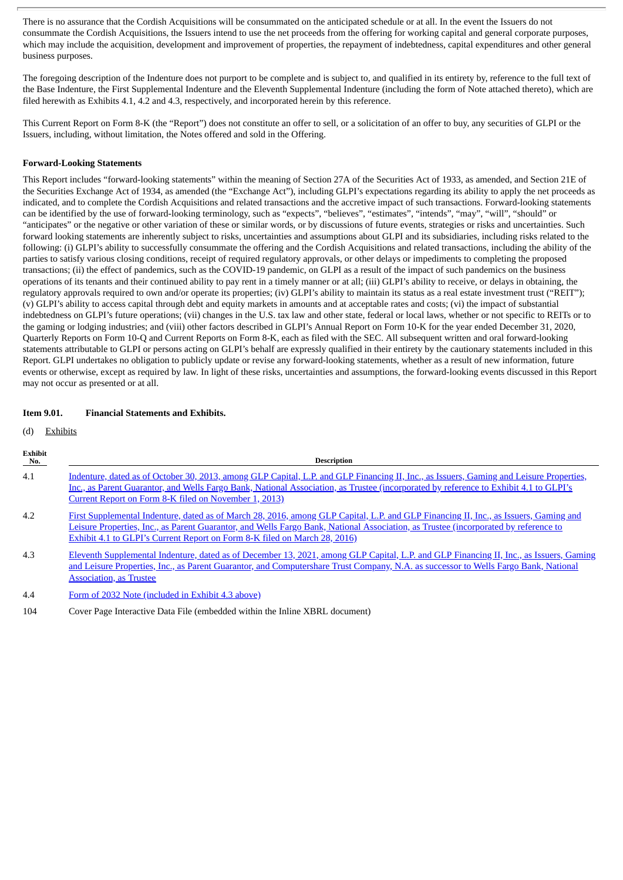There is no assurance that the Cordish Acquisitions will be consummated on the anticipated schedule or at all. In the event the Issuers do not consummate the Cordish Acquisitions, the Issuers intend to use the net proceeds from the offering for working capital and general corporate purposes, which may include the acquisition, development and improvement of properties, the repayment of indebtedness, capital expenditures and other general business purposes.

The foregoing description of the Indenture does not purport to be complete and is subject to, and qualified in its entirety by, reference to the full text of the Base Indenture, the First Supplemental Indenture and the Eleventh Supplemental Indenture (including the form of Note attached thereto), which are filed herewith as Exhibits 4.1, 4.2 and 4.3, respectively, and incorporated herein by this reference.

This Current Report on Form 8-K (the "Report") does not constitute an offer to sell, or a solicitation of an offer to buy, any securities of GLPI or the Issuers, including, without limitation, the Notes offered and sold in the Offering.

**Forward-Looking Statements**

This Report includes "forward-looking statements" within the meaning of Section 27A of the Securities Act of 1933, as amended, and Section 21E of the Securities Exchange Act of 1934, as amended (the "Exchange Act"), including GLPI's expectations regarding its ability to apply the net proceeds as indicated, and to complete the Cordish Acquisitions and related transactions and the accretive impact of such transactions. Forward-looking statements can be identified by the use of forward-looking terminology, such as "expects", "believes", "estimates", "intends", "may", "will", "should" or "anticipates" or the negative or other variation of these or similar words, or by discussions of future events, strategies or risks and uncertainties. Such forward looking statements are inherently subject to risks, uncertainties and assumptions about GLPI and its subsidiaries, including risks related to the following: (i) GLPI's ability to successfully consummate the offering and the Cordish Acquisitions and related transactions, including the ability of the parties to satisfy various closing conditions, receipt of required regulatory approvals, or other delays or impediments to completing the proposed transactions; (ii) the effect of pandemics, such as the COVID-19 pandemic, on GLPI as a result of the impact of such pandemics on the business operations of its tenants and their continued ability to pay rent in a timely manner or at all; (iii) GLPI's ability to receive, or delays in obtaining, the regulatory approvals required to own and/or operate its properties; (iv) GLPI's ability to maintain its status as a real estate investment trust ("REIT"); (v) GLPI's ability to access capital through debt and equity markets in amounts and at acceptable rates and costs; (vi) the impact of substantial indebtedness on GLPI's future operations; (vii) changes in the U.S. tax law and other state, federal or local laws, whether or not specific to REITs or to the gaming or lodging industries; and (viii) other factors described in GLPI's Annual Report on Form 10-K for the year ended December 31, 2020, Quarterly Reports on Form 10-Q and Current Reports on Form 8-K, each as filed with the SEC. All subsequent written and oral forward-looking statements attributable to GLPI or persons acting on GLPI's behalf are expressly qualified in their entirety by the cautionary statements included in this Report. GLPI undertakes no obligation to publicly update or revise any forward-looking statements, whether as a result of new information, future events or otherwise, except as required by law. In light of these risks, uncertainties and assumptions, the forward-looking events discussed in this Report may not occur as presented or at all.

**Item 9.01. Financial Statements and Exhibits.**

(d) Exhibits

| Exhibit No. | Description |
|---|---|
| 4.1 | Indenture, dated as of October 30, 2013, among GLP Capital, L.P. and GLP Financing II, Inc., as Issuers, Gaming and Leisure Properties, Inc., as Parent Guarantor, and Wells Fargo Bank, National Association, as Trustee (incorporated by reference to Exhibit 4.1 to GLPI's Current Report on Form 8-K filed on November 1, 2013) |
| 4.2 | First Supplemental Indenture, dated as of March 28, 2016, among GLP Capital, L.P. and GLP Financing II, Inc., as Issuers, Gaming and Leisure Properties, Inc., as Parent Guarantor, and Wells Fargo Bank, National Association, as Trustee (incorporated by reference to Exhibit 4.1 to GLPI's Current Report on Form 8-K filed on March 28, 2016) |
| 4.3 | Eleventh Supplemental Indenture, dated as of December 13, 2021, among GLP Capital, L.P. and GLP Financing II, Inc., as Issuers, Gaming and Leisure Properties, Inc., as Parent Guarantor, and Computershare Trust Company, N.A. as successor to Wells Fargo Bank, National Association, as Trustee |
| 4.4 | Form of 2032 Note (included in Exhibit 4.3 above) |
| 104 | Cover Page Interactive Data File (embedded within the Inline XBRL document) |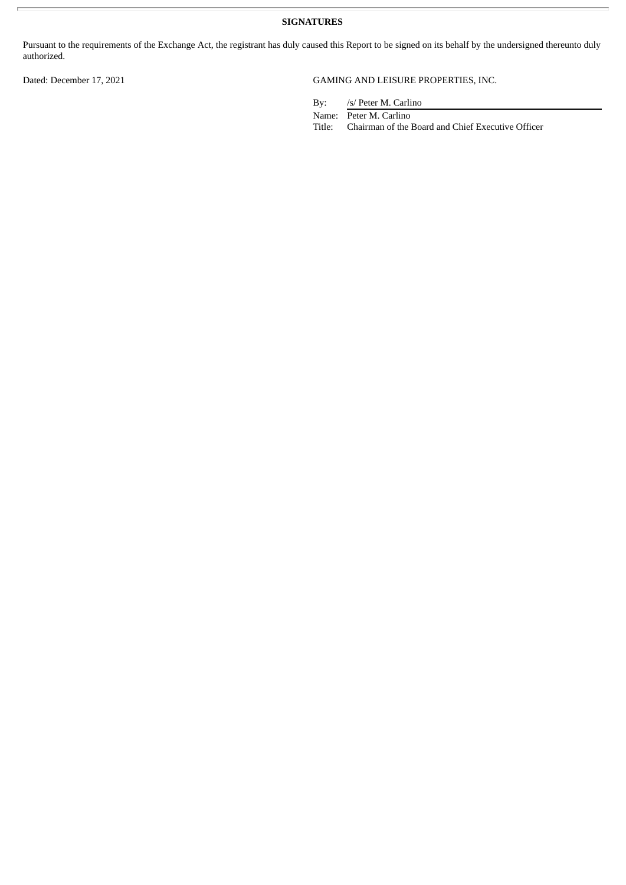**SIGNATURES**

Pursuant to the requirements of the Exchange Act, the registrant has duly caused this Report to be signed on its behalf by the undersigned thereunto duly authorized.

Dated: December 17, 2021

GAMING AND LEISURE PROPERTIES, INC.

By: /s/ Peter M. Carlino
Name: Peter M. Carlino
Title: Chairman of the Board and Chief Executive Officer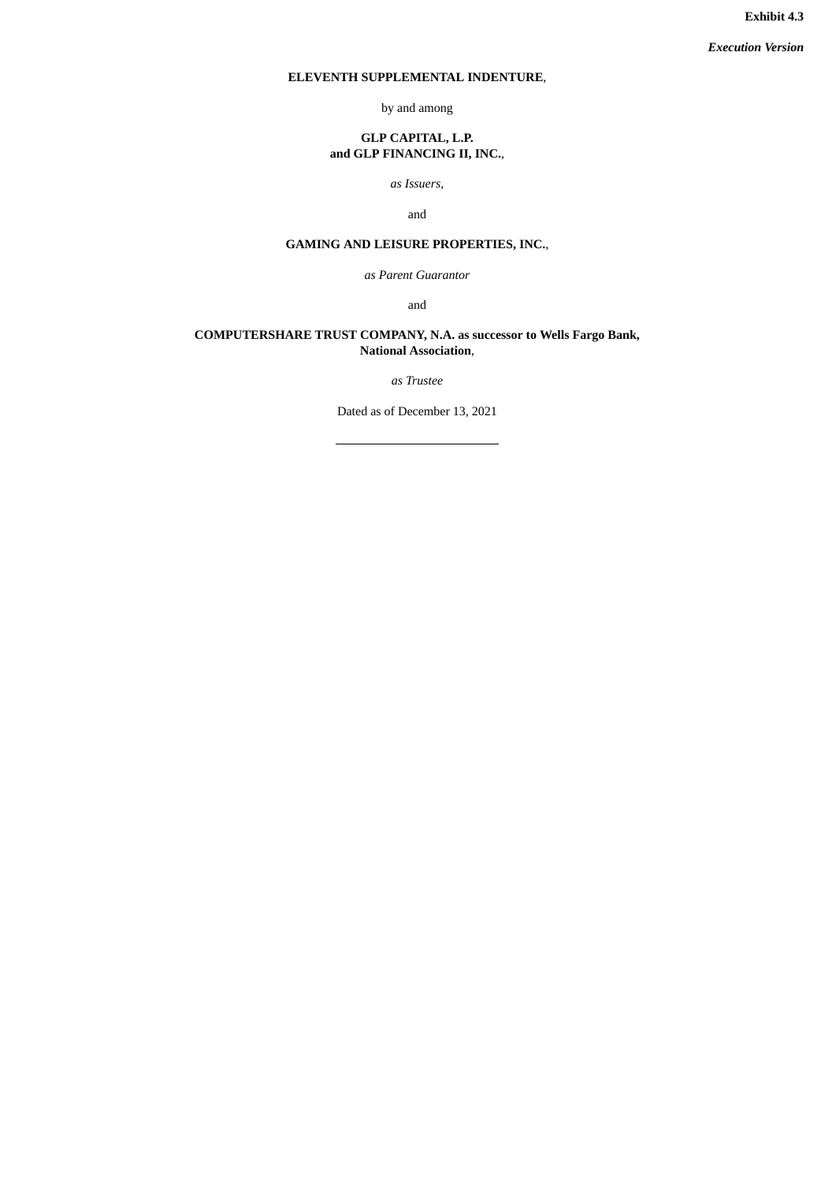**Exhibit 4.3**

***Execution Version***

**ELEVENTH SUPPLEMENTAL INDENTURE**,

by and among

**GLP CAPITAL, L.P.**
**and GLP FINANCING II, INC.**,

*as Issuers*,

and

**GAMING AND LEISURE PROPERTIES, INC.**,

*as Parent Guarantor*

and

**COMPUTERSHARE TRUST COMPANY, N.A. as successor to Wells Fargo Bank, National Association**,

*as Trustee*

Dated as of December 13, 2021

---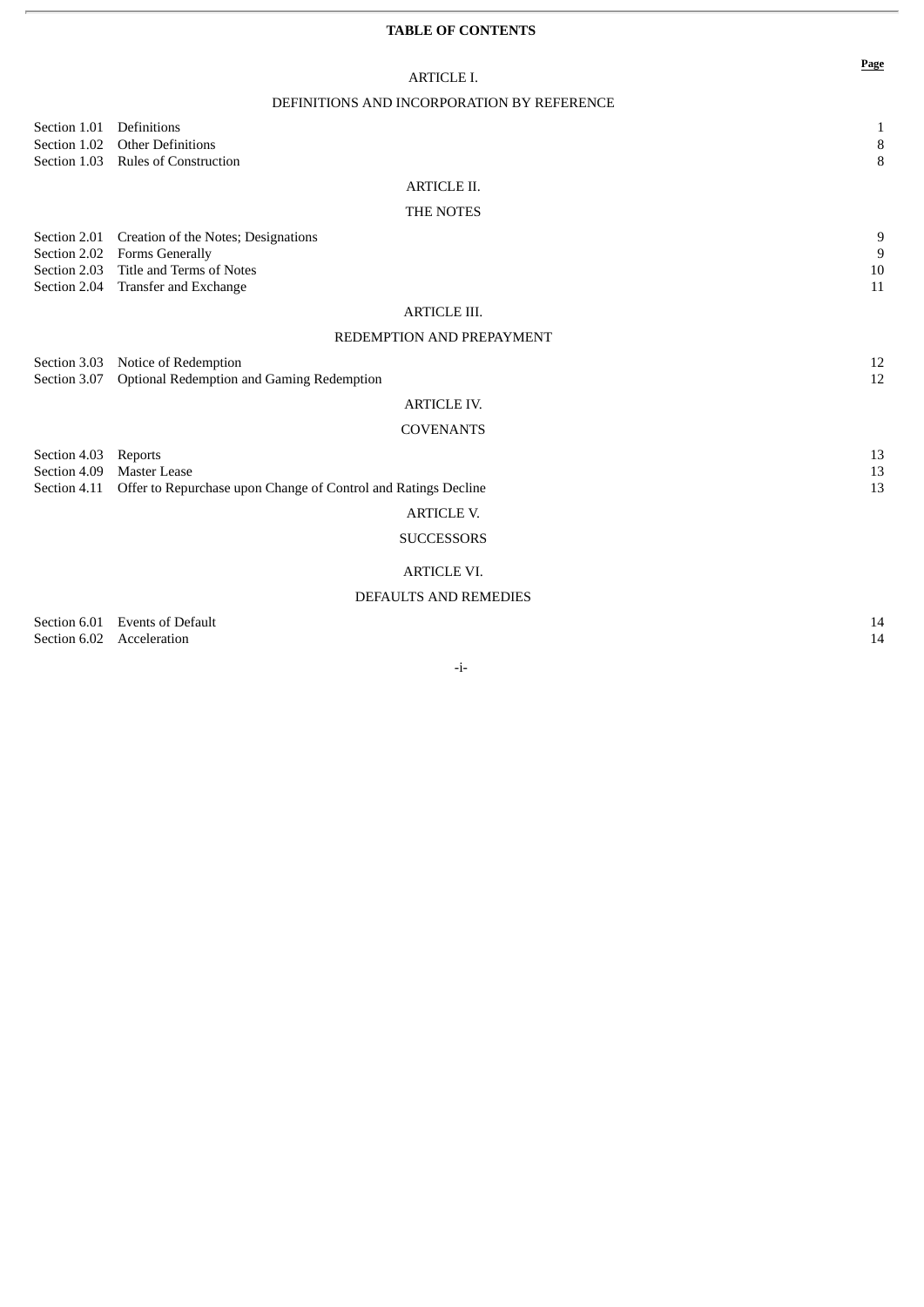**TABLE OF CONTENTS**

| | | Page |
|---|---|---|
| | **ARTICLE I.** | |
| | **DEFINITIONS AND INCORPORATION BY REFERENCE** | |
| Section 1.01 | Definitions | 1 |
| Section 1.02 | Other Definitions | 8 |
| Section 1.03 | Rules of Construction | 8 |
| | **ARTICLE II.** | |
| | **THE NOTES** | |
| Section 2.01 | Creation of the Notes; Designations | 9 |
| Section 2.02 | Forms Generally | 9 |
| Section 2.03 | Title and Terms of Notes | 10 |
| Section 2.04 | Transfer and Exchange | 11 |
| | **ARTICLE III.** | |
| | **REDEMPTION AND PREPAYMENT** | |
| Section 3.03 | Notice of Redemption | 12 |
| Section 3.07 | Optional Redemption and Gaming Redemption | 12 |
| | **ARTICLE IV.** | |
| | **COVENANTS** | |
| Section 4.03 | Reports | 13 |
| Section 4.09 | Master Lease | 13 |
| Section 4.11 | Offer to Repurchase upon Change of Control and Ratings Decline | 13 |
| | **ARTICLE V.** | |
| | **SUCCESSORS** | |
| | **ARTICLE VI.** | |
| | **DEFAULTS AND REMEDIES** | |
| Section 6.01 | Events of Default | 14 |
| Section 6.02 | Acceleration | 14 |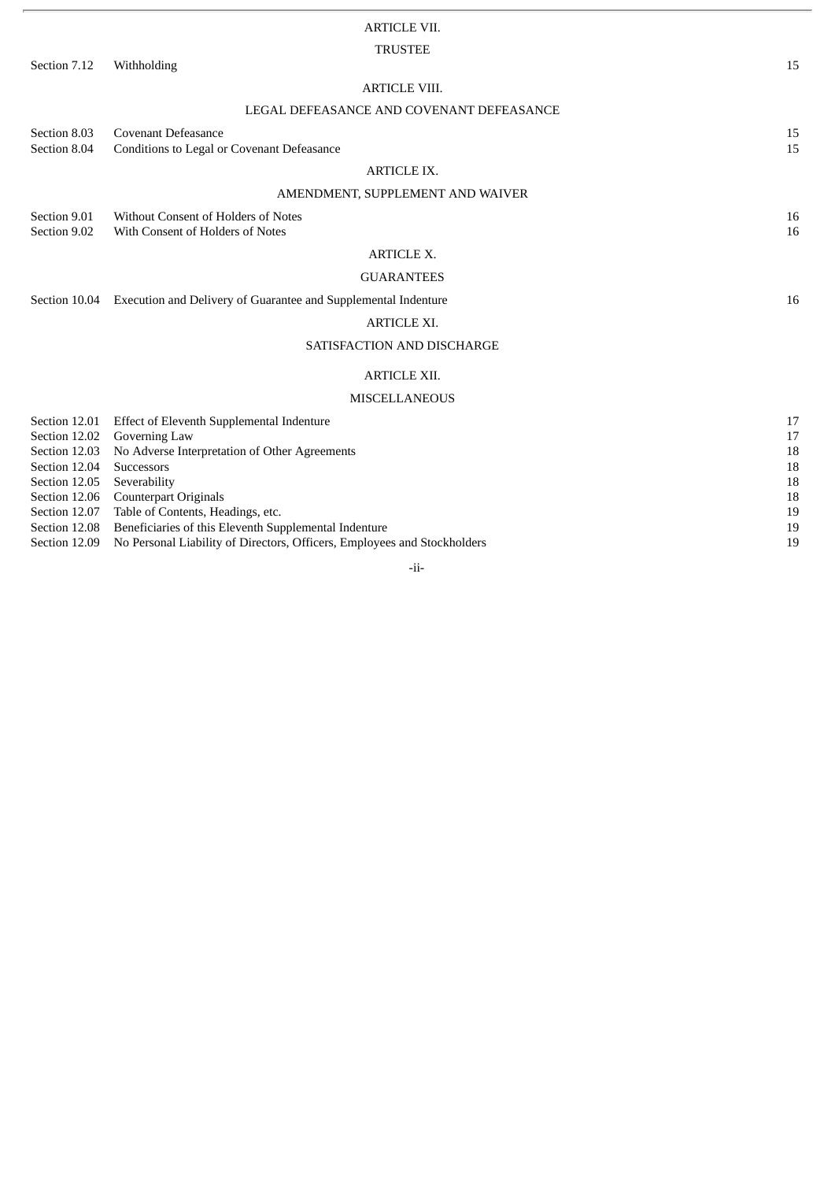ARTICLE VII.

TRUSTEE

| | | |
|---|---|---|
| Section 7.12 | Withholding | 15 |

ARTICLE VIII.

LEGAL DEFEASANCE AND COVENANT DEFEASANCE

| | | |
|---|---|---|
| Section 8.03 | Covenant Defeasance | 15 |
| Section 8.04 | Conditions to Legal or Covenant Defeasance | 15 |

ARTICLE IX.

AMENDMENT, SUPPLEMENT AND WAIVER

| | | |
|---|---|---|
| Section 9.01 | Without Consent of Holders of Notes | 16 |
| Section 9.02 | With Consent of Holders of Notes | 16 |

ARTICLE X.

GUARANTEES

| | | |
|---|---|---|
| Section 10.04 | Execution and Delivery of Guarantee and Supplemental Indenture | 16 |

ARTICLE XI.

SATISFACTION AND DISCHARGE

ARTICLE XII.

MISCELLANEOUS

| | | |
|---|---|---|
| Section 12.01 | Effect of Eleventh Supplemental Indenture | 17 |
| Section 12.02 | Governing Law | 17 |
| Section 12.03 | No Adverse Interpretation of Other Agreements | 18 |
| Section 12.04 | Successors | 18 |
| Section 12.05 | Severability | 18 |
| Section 12.06 | Counterpart Originals | 18 |
| Section 12.07 | Table of Contents, Headings, etc. | 19 |
| Section 12.08 | Beneficiaries of this Eleventh Supplemental Indenture | 19 |
| Section 12.09 | No Personal Liability of Directors, Officers, Employees and Stockholders | 19 |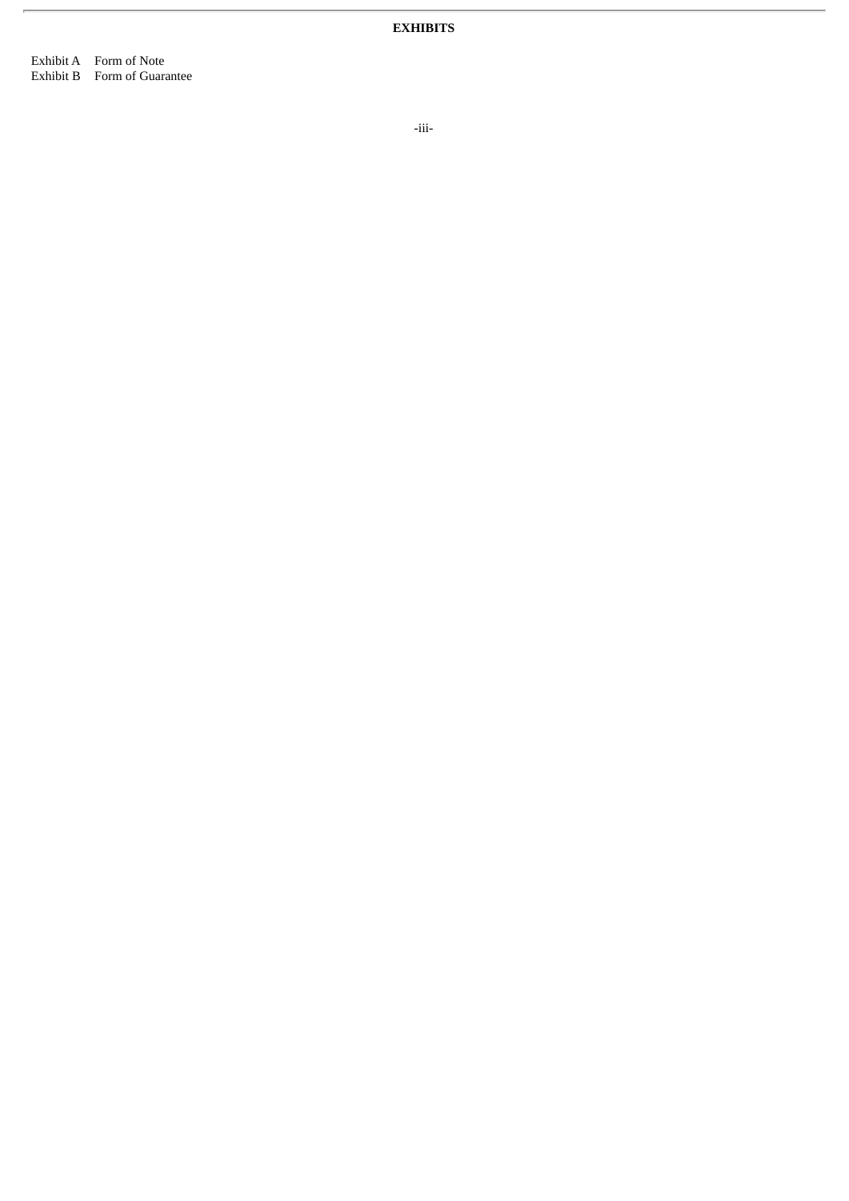**EXHIBITS**

| | |
|---|---|
| Exhibit A | Form of Note |
| Exhibit B | Form of Guarantee |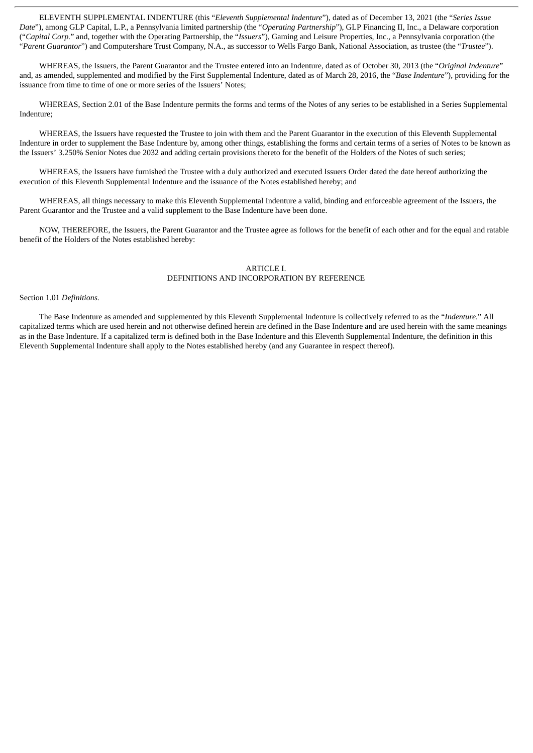ELEVENTH SUPPLEMENTAL INDENTURE (this "*Eleventh Supplemental Indenture*"), dated as of December 13, 2021 (the "*Series Issue Date*"), among GLP Capital, L.P., a Pennsylvania limited partnership (the "*Operating Partnership*"), GLP Financing II, Inc., a Delaware corporation ("*Capital Corp.*" and, together with the Operating Partnership, the "*Issuers*"), Gaming and Leisure Properties, Inc., a Pennsylvania corporation (the "*Parent Guarantor*") and Computershare Trust Company, N.A., as successor to Wells Fargo Bank, National Association, as trustee (the "*Trustee*").

WHEREAS, the Issuers, the Parent Guarantor and the Trustee entered into an Indenture, dated as of October 30, 2013 (the "*Original Indenture*" and, as amended, supplemented and modified by the First Supplemental Indenture, dated as of March 28, 2016, the "*Base Indenture*"), providing for the issuance from time to time of one or more series of the Issuers' Notes;

WHEREAS, Section 2.01 of the Base Indenture permits the forms and terms of the Notes of any series to be established in a Series Supplemental Indenture;

WHEREAS, the Issuers have requested the Trustee to join with them and the Parent Guarantor in the execution of this Eleventh Supplemental Indenture in order to supplement the Base Indenture by, among other things, establishing the forms and certain terms of a series of Notes to be known as the Issuers' 3.250% Senior Notes due 2032 and adding certain provisions thereto for the benefit of the Holders of the Notes of such series;

WHEREAS, the Issuers have furnished the Trustee with a duly authorized and executed Issuers Order dated the date hereof authorizing the execution of this Eleventh Supplemental Indenture and the issuance of the Notes established hereby; and

WHEREAS, all things necessary to make this Eleventh Supplemental Indenture a valid, binding and enforceable agreement of the Issuers, the Parent Guarantor and the Trustee and a valid supplement to the Base Indenture have been done.

NOW, THEREFORE, the Issuers, the Parent Guarantor and the Trustee agree as follows for the benefit of each other and for the equal and ratable benefit of the Holders of the Notes established hereby:

## ARTICLE I. DEFINITIONS AND INCORPORATION BY REFERENCE

Section 1.01 *Definitions.*

The Base Indenture as amended and supplemented by this Eleventh Supplemental Indenture is collectively referred to as the "*Indenture*." All capitalized terms which are used herein and not otherwise defined herein are defined in the Base Indenture and are used herein with the same meanings as in the Base Indenture. If a capitalized term is defined both in the Base Indenture and this Eleventh Supplemental Indenture, the definition in this Eleventh Supplemental Indenture shall apply to the Notes established hereby (and any Guarantee in respect thereof).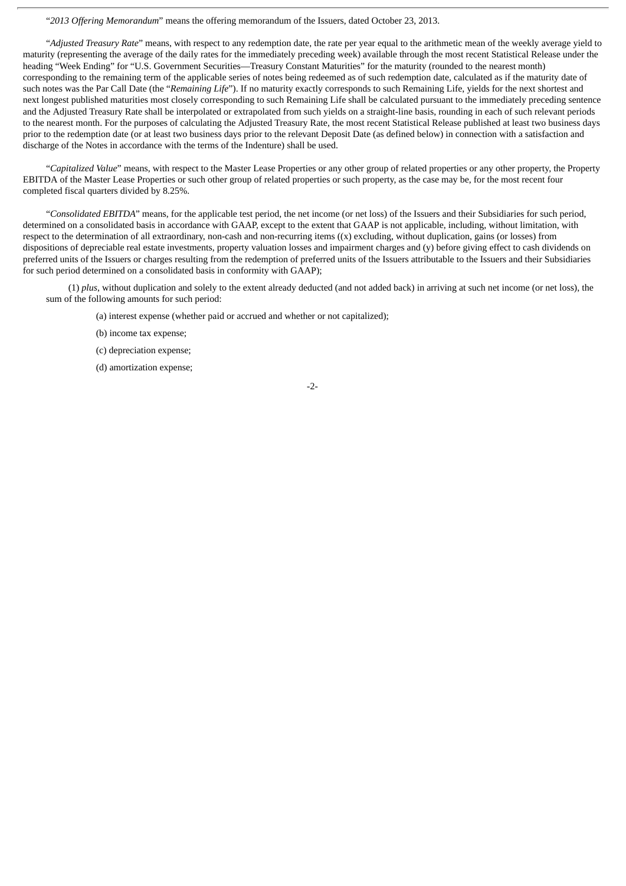"*2013 Offering Memorandum*" means the offering memorandum of the Issuers, dated October 23, 2013.

"*Adjusted Treasury Rate*" means, with respect to any redemption date, the rate per year equal to the arithmetic mean of the weekly average yield to maturity (representing the average of the daily rates for the immediately preceding week) available through the most recent Statistical Release under the heading "Week Ending" for "U.S. Government Securities—Treasury Constant Maturities" for the maturity (rounded to the nearest month) corresponding to the remaining term of the applicable series of notes being redeemed as of such redemption date, calculated as if the maturity date of such notes was the Par Call Date (the "*Remaining Life*"). If no maturity exactly corresponds to such Remaining Life, yields for the next shortest and next longest published maturities most closely corresponding to such Remaining Life shall be calculated pursuant to the immediately preceding sentence and the Adjusted Treasury Rate shall be interpolated or extrapolated from such yields on a straight-line basis, rounding in each of such relevant periods to the nearest month. For the purposes of calculating the Adjusted Treasury Rate, the most recent Statistical Release published at least two business days prior to the redemption date (or at least two business days prior to the relevant Deposit Date (as defined below) in connection with a satisfaction and discharge of the Notes in accordance with the terms of the Indenture) shall be used.

"*Capitalized Value*" means, with respect to the Master Lease Properties or any other group of related properties or any other property, the Property EBITDA of the Master Lease Properties or such other group of related properties or such property, as the case may be, for the most recent four completed fiscal quarters divided by 8.25%.

"*Consolidated EBITDA*" means, for the applicable test period, the net income (or net loss) of the Issuers and their Subsidiaries for such period, determined on a consolidated basis in accordance with GAAP, except to the extent that GAAP is not applicable, including, without limitation, with respect to the determination of all extraordinary, non-cash and non-recurring items ((x) excluding, without duplication, gains (or losses) from dispositions of depreciable real estate investments, property valuation losses and impairment charges and (y) before giving effect to cash dividends on preferred units of the Issuers or charges resulting from the redemption of preferred units of the Issuers attributable to the Issuers and their Subsidiaries for such period determined on a consolidated basis in conformity with GAAP);

(1) *plus*, without duplication and solely to the extent already deducted (and not added back) in arriving at such net income (or net loss), the sum of the following amounts for such period:

(a) interest expense (whether paid or accrued and whether or not capitalized);

(b) income tax expense;

(c) depreciation expense;

(d) amortization expense;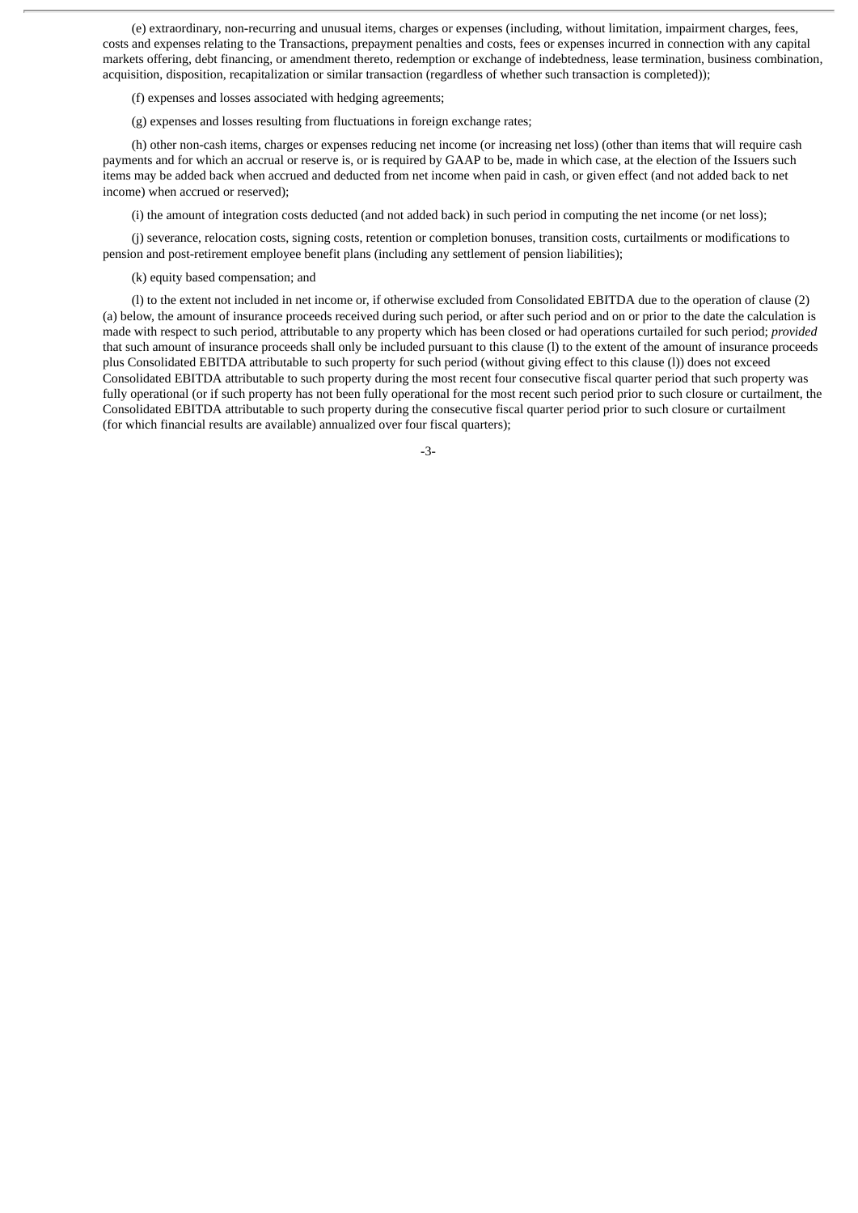(e) extraordinary, non-recurring and unusual items, charges or expenses (including, without limitation, impairment charges, fees, costs and expenses relating to the Transactions, prepayment penalties and costs, fees or expenses incurred in connection with any capital markets offering, debt financing, or amendment thereto, redemption or exchange of indebtedness, lease termination, business combination, acquisition, disposition, recapitalization or similar transaction (regardless of whether such transaction is completed));

(f) expenses and losses associated with hedging agreements;

(g) expenses and losses resulting from fluctuations in foreign exchange rates;

(h) other non-cash items, charges or expenses reducing net income (or increasing net loss) (other than items that will require cash payments and for which an accrual or reserve is, or is required by GAAP to be, made in which case, at the election of the Issuers such items may be added back when accrued and deducted from net income when paid in cash, or given effect (and not added back to net income) when accrued or reserved);

(i) the amount of integration costs deducted (and not added back) in such period in computing the net income (or net loss);

(j) severance, relocation costs, signing costs, retention or completion bonuses, transition costs, curtailments or modifications to pension and post-retirement employee benefit plans (including any settlement of pension liabilities);

(k) equity based compensation; and

(l) to the extent not included in net income or, if otherwise excluded from Consolidated EBITDA due to the operation of clause (2)(a) below, the amount of insurance proceeds received during such period, or after such period and on or prior to the date the calculation is made with respect to such period, attributable to any property which has been closed or had operations curtailed for such period; *provided* that such amount of insurance proceeds shall only be included pursuant to this clause (l) to the extent of the amount of insurance proceeds plus Consolidated EBITDA attributable to such property for such period (without giving effect to this clause (l)) does not exceed Consolidated EBITDA attributable to such property during the most recent four consecutive fiscal quarter period that such property was fully operational (or if such property has not been fully operational for the most recent such period prior to such closure or curtailment, the Consolidated EBITDA attributable to such property during the consecutive fiscal quarter period prior to such closure or curtailment (for which financial results are available) annualized over four fiscal quarters);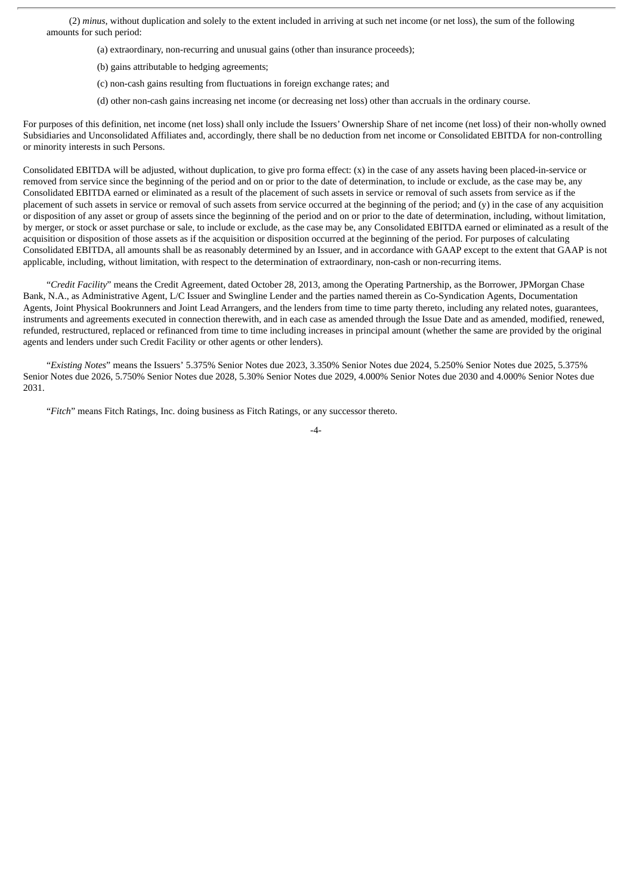(2) *minus*, without duplication and solely to the extent included in arriving at such net income (or net loss), the sum of the following amounts for such period:

(a) extraordinary, non-recurring and unusual gains (other than insurance proceeds);

(b) gains attributable to hedging agreements;

(c) non-cash gains resulting from fluctuations in foreign exchange rates; and

(d) other non-cash gains increasing net income (or decreasing net loss) other than accruals in the ordinary course.

For purposes of this definition, net income (net loss) shall only include the Issuers' Ownership Share of net income (net loss) of their non-wholly owned Subsidiaries and Unconsolidated Affiliates and, accordingly, there shall be no deduction from net income or Consolidated EBITDA for non-controlling or minority interests in such Persons.

Consolidated EBITDA will be adjusted, without duplication, to give pro forma effect: (x) in the case of any assets having been placed-in-service or removed from service since the beginning of the period and on or prior to the date of determination, to include or exclude, as the case may be, any Consolidated EBITDA earned or eliminated as a result of the placement of such assets in service or removal of such assets from service as if the placement of such assets in service or removal of such assets from service occurred at the beginning of the period; and (y) in the case of any acquisition or disposition of any asset or group of assets since the beginning of the period and on or prior to the date of determination, including, without limitation, by merger, or stock or asset purchase or sale, to include or exclude, as the case may be, any Consolidated EBITDA earned or eliminated as a result of the acquisition or disposition of those assets as if the acquisition or disposition occurred at the beginning of the period. For purposes of calculating Consolidated EBITDA, all amounts shall be as reasonably determined by an Issuer, and in accordance with GAAP except to the extent that GAAP is not applicable, including, without limitation, with respect to the determination of extraordinary, non-cash or non-recurring items.

"*Credit Facility*" means the Credit Agreement, dated October 28, 2013, among the Operating Partnership, as the Borrower, JPMorgan Chase Bank, N.A., as Administrative Agent, L/C Issuer and Swingline Lender and the parties named therein as Co-Syndication Agents, Documentation Agents, Joint Physical Bookrunners and Joint Lead Arrangers, and the lenders from time to time party thereto, including any related notes, guarantees, instruments and agreements executed in connection therewith, and in each case as amended through the Issue Date and as amended, modified, renewed, refunded, restructured, replaced or refinanced from time to time including increases in principal amount (whether the same are provided by the original agents and lenders under such Credit Facility or other agents or other lenders).

"*Existing Notes*" means the Issuers' 5.375% Senior Notes due 2023, 3.350% Senior Notes due 2024, 5.250% Senior Notes due 2025, 5.375% Senior Notes due 2026, 5.750% Senior Notes due 2028, 5.30% Senior Notes due 2029, 4.000% Senior Notes due 2030 and 4.000% Senior Notes due 2031.

"*Fitch*" means Fitch Ratings, Inc. doing business as Fitch Ratings, or any successor thereto.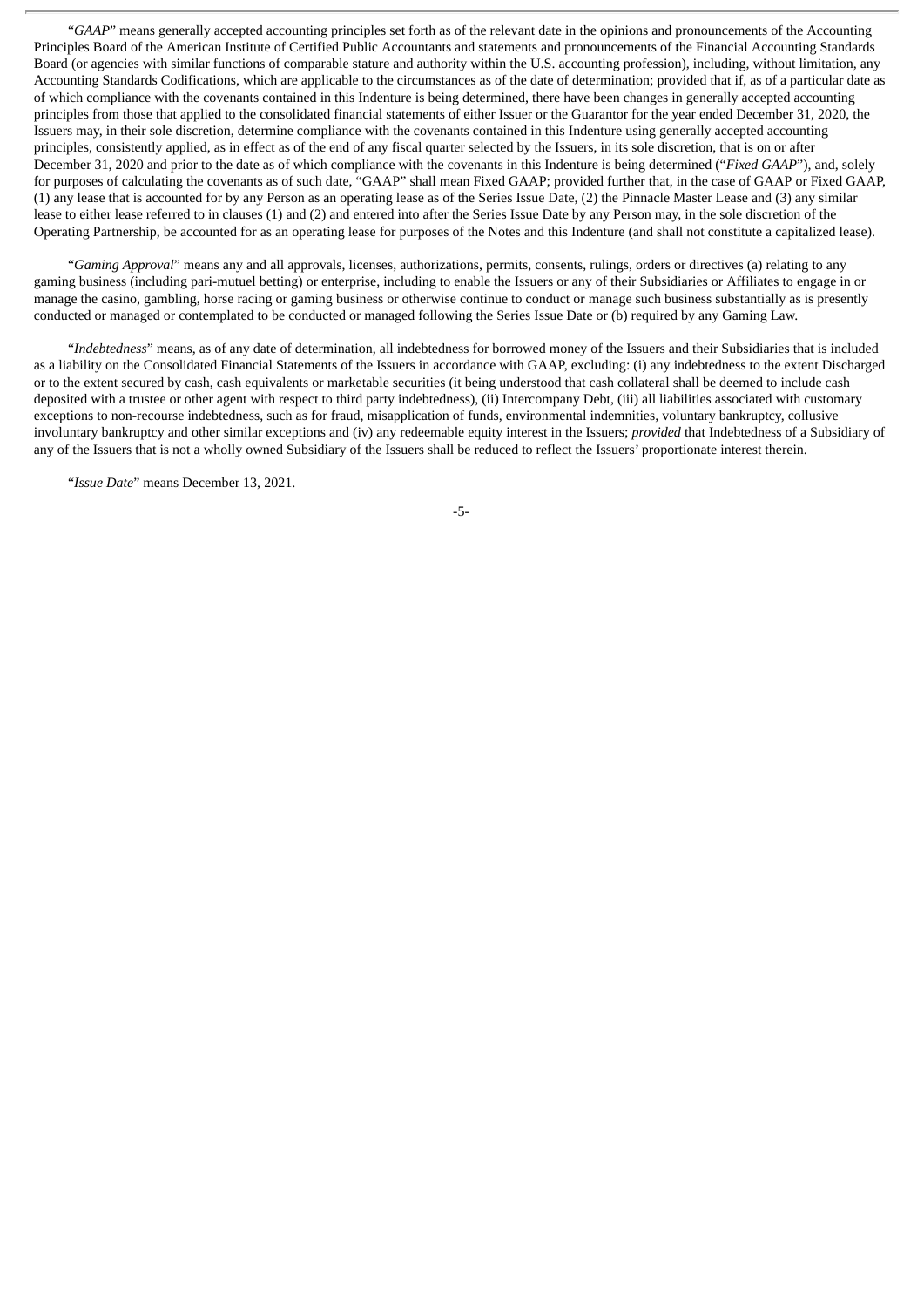"*GAAP*" means generally accepted accounting principles set forth as of the relevant date in the opinions and pronouncements of the Accounting Principles Board of the American Institute of Certified Public Accountants and statements and pronouncements of the Financial Accounting Standards Board (or agencies with similar functions of comparable stature and authority within the U.S. accounting profession), including, without limitation, any Accounting Standards Codifications, which are applicable to the circumstances as of the date of determination; provided that if, as of a particular date as of which compliance with the covenants contained in this Indenture is being determined, there have been changes in generally accepted accounting principles from those that applied to the consolidated financial statements of either Issuer or the Guarantor for the year ended December 31, 2020, the Issuers may, in their sole discretion, determine compliance with the covenants contained in this Indenture using generally accepted accounting principles, consistently applied, as in effect as of the end of any fiscal quarter selected by the Issuers, in its sole discretion, that is on or after December 31, 2020 and prior to the date as of which compliance with the covenants in this Indenture is being determined ("*Fixed GAAP*"), and, solely for purposes of calculating the covenants as of such date, "GAAP" shall mean Fixed GAAP; provided further that, in the case of GAAP or Fixed GAAP, (1) any lease that is accounted for by any Person as an operating lease as of the Series Issue Date, (2) the Pinnacle Master Lease and (3) any similar lease to either lease referred to in clauses (1) and (2) and entered into after the Series Issue Date by any Person may, in the sole discretion of the Operating Partnership, be accounted for as an operating lease for purposes of the Notes and this Indenture (and shall not constitute a capitalized lease).

"*Gaming Approval*" means any and all approvals, licenses, authorizations, permits, consents, rulings, orders or directives (a) relating to any gaming business (including pari-mutuel betting) or enterprise, including to enable the Issuers or any of their Subsidiaries or Affiliates to engage in or manage the casino, gambling, horse racing or gaming business or otherwise continue to conduct or manage such business substantially as is presently conducted or managed or contemplated to be conducted or managed following the Series Issue Date or (b) required by any Gaming Law.

"*Indebtedness*" means, as of any date of determination, all indebtedness for borrowed money of the Issuers and their Subsidiaries that is included as a liability on the Consolidated Financial Statements of the Issuers in accordance with GAAP, excluding: (i) any indebtedness to the extent Discharged or to the extent secured by cash, cash equivalents or marketable securities (it being understood that cash collateral shall be deemed to include cash deposited with a trustee or other agent with respect to third party indebtedness), (ii) Intercompany Debt, (iii) all liabilities associated with customary exceptions to non-recourse indebtedness, such as for fraud, misapplication of funds, environmental indemnities, voluntary bankruptcy, collusive involuntary bankruptcy and other similar exceptions and (iv) any redeemable equity interest in the Issuers; *provided* that Indebtedness of a Subsidiary of any of the Issuers that is not a wholly owned Subsidiary of the Issuers shall be reduced to reflect the Issuers' proportionate interest therein.

"*Issue Date*" means December 13, 2021.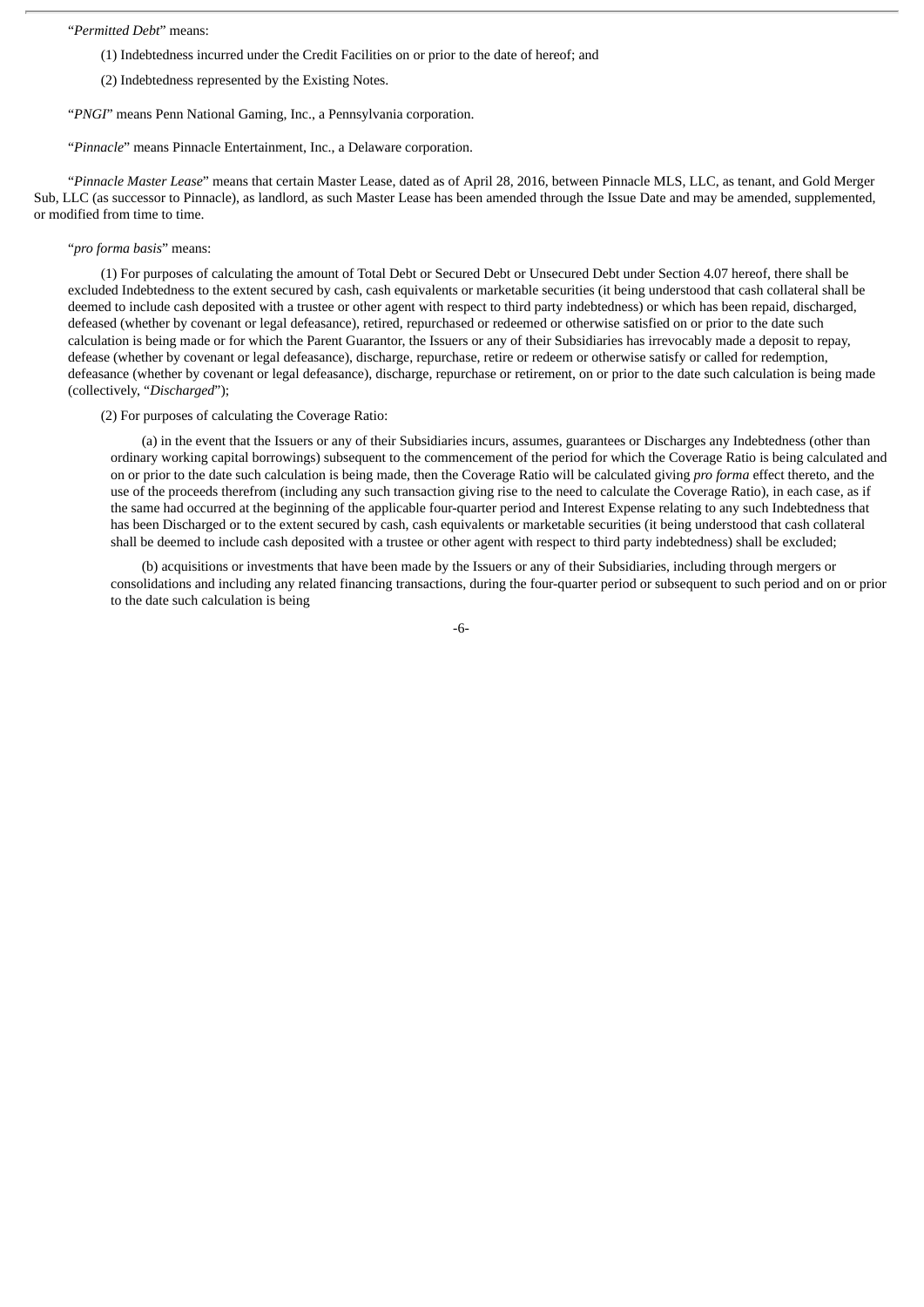"*Permitted Debt*" means:

(1) Indebtedness incurred under the Credit Facilities on or prior to the date of hereof; and

(2) Indebtedness represented by the Existing Notes.

"*PNGI*" means Penn National Gaming, Inc., a Pennsylvania corporation.

"*Pinnacle*" means Pinnacle Entertainment, Inc., a Delaware corporation.

"*Pinnacle Master Lease*" means that certain Master Lease, dated as of April 28, 2016, between Pinnacle MLS, LLC, as tenant, and Gold Merger Sub, LLC (as successor to Pinnacle), as landlord, as such Master Lease has been amended through the Issue Date and may be amended, supplemented, or modified from time to time.

"*pro forma basis*" means:

(1) For purposes of calculating the amount of Total Debt or Secured Debt or Unsecured Debt under Section 4.07 hereof, there shall be excluded Indebtedness to the extent secured by cash, cash equivalents or marketable securities (it being understood that cash collateral shall be deemed to include cash deposited with a trustee or other agent with respect to third party indebtedness) or which has been repaid, discharged, defeased (whether by covenant or legal defeasance), retired, repurchased or redeemed or otherwise satisfied on or prior to the date such calculation is being made or for which the Parent Guarantor, the Issuers or any of their Subsidiaries has irrevocably made a deposit to repay, defease (whether by covenant or legal defeasance), discharge, repurchase, retire or redeem or otherwise satisfy or called for redemption, defeasance (whether by covenant or legal defeasance), discharge, repurchase or retirement, on or prior to the date such calculation is being made (collectively, "*Discharged*");

(2) For purposes of calculating the Coverage Ratio:

(a) in the event that the Issuers or any of their Subsidiaries incurs, assumes, guarantees or Discharges any Indebtedness (other than ordinary working capital borrowings) subsequent to the commencement of the period for which the Coverage Ratio is being calculated and on or prior to the date such calculation is being made, then the Coverage Ratio will be calculated giving *pro forma* effect thereto, and the use of the proceeds therefrom (including any such transaction giving rise to the need to calculate the Coverage Ratio), in each case, as if the same had occurred at the beginning of the applicable four-quarter period and Interest Expense relating to any such Indebtedness that has been Discharged or to the extent secured by cash, cash equivalents or marketable securities (it being understood that cash collateral shall be deemed to include cash deposited with a trustee or other agent with respect to third party indebtedness) shall be excluded;

(b) acquisitions or investments that have been made by the Issuers or any of their Subsidiaries, including through mergers or consolidations and including any related financing transactions, during the four-quarter period or subsequent to such period and on or prior to the date such calculation is being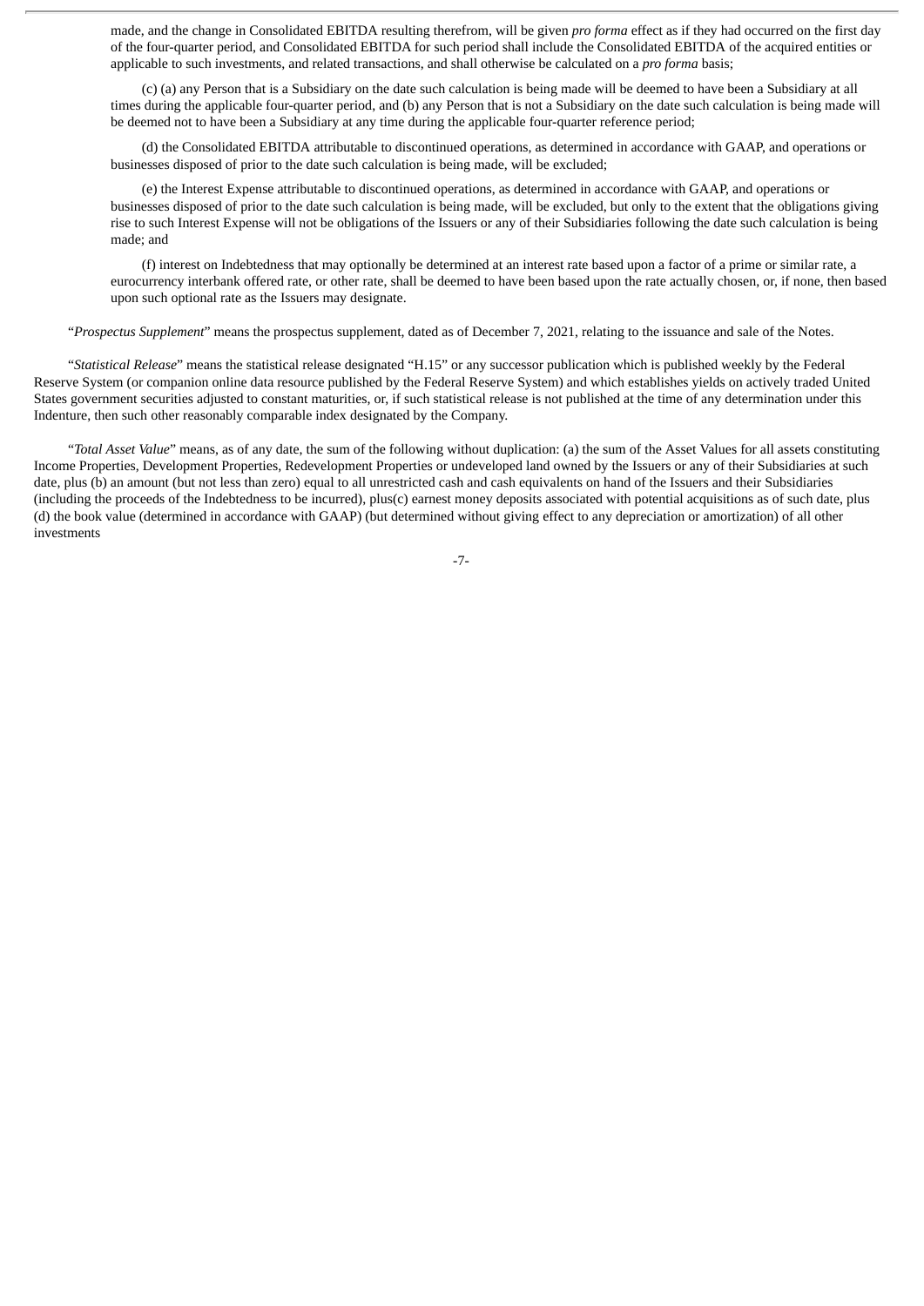made, and the change in Consolidated EBITDA resulting therefrom, will be given *pro forma* effect as if they had occurred on the first day of the four-quarter period, and Consolidated EBITDA for such period shall include the Consolidated EBITDA of the acquired entities or applicable to such investments, and related transactions, and shall otherwise be calculated on a *pro forma* basis;

(c) (a) any Person that is a Subsidiary on the date such calculation is being made will be deemed to have been a Subsidiary at all times during the applicable four-quarter period, and (b) any Person that is not a Subsidiary on the date such calculation is being made will be deemed not to have been a Subsidiary at any time during the applicable four-quarter reference period;

(d) the Consolidated EBITDA attributable to discontinued operations, as determined in accordance with GAAP, and operations or businesses disposed of prior to the date such calculation is being made, will be excluded;

(e) the Interest Expense attributable to discontinued operations, as determined in accordance with GAAP, and operations or businesses disposed of prior to the date such calculation is being made, will be excluded, but only to the extent that the obligations giving rise to such Interest Expense will not be obligations of the Issuers or any of their Subsidiaries following the date such calculation is being made; and

(f) interest on Indebtedness that may optionally be determined at an interest rate based upon a factor of a prime or similar rate, a eurocurrency interbank offered rate, or other rate, shall be deemed to have been based upon the rate actually chosen, or, if none, then based upon such optional rate as the Issuers may designate.

"*Prospectus Supplement*" means the prospectus supplement, dated as of December 7, 2021, relating to the issuance and sale of the Notes.

"*Statistical Release*" means the statistical release designated "H.15" or any successor publication which is published weekly by the Federal Reserve System (or companion online data resource published by the Federal Reserve System) and which establishes yields on actively traded United States government securities adjusted to constant maturities, or, if such statistical release is not published at the time of any determination under this Indenture, then such other reasonably comparable index designated by the Company.

"*Total Asset Value*" means, as of any date, the sum of the following without duplication: (a) the sum of the Asset Values for all assets constituting Income Properties, Development Properties, Redevelopment Properties or undeveloped land owned by the Issuers or any of their Subsidiaries at such date, plus (b) an amount (but not less than zero) equal to all unrestricted cash and cash equivalents on hand of the Issuers and their Subsidiaries (including the proceeds of the Indebtedness to be incurred), plus(c) earnest money deposits associated with potential acquisitions as of such date, plus (d) the book value (determined in accordance with GAAP) (but determined without giving effect to any depreciation or amortization) of all other investments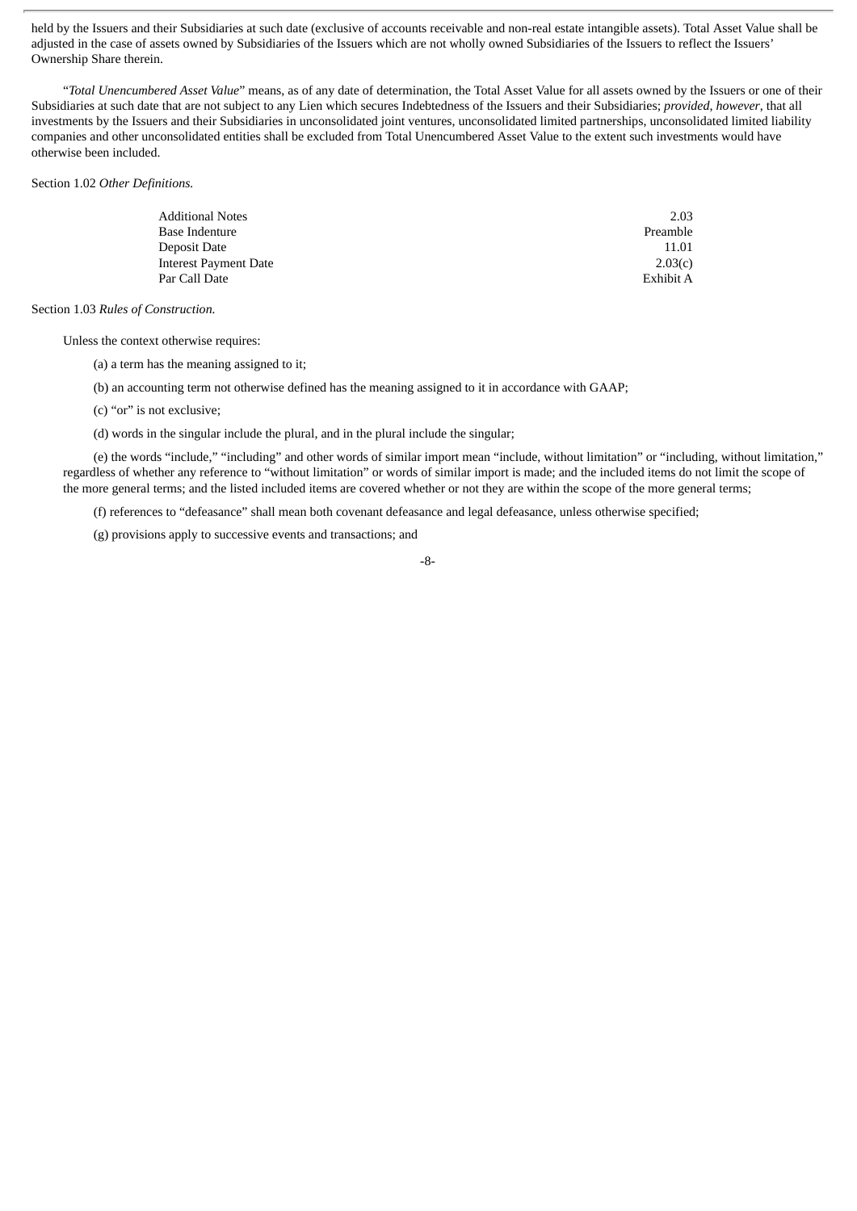held by the Issuers and their Subsidiaries at such date (exclusive of accounts receivable and non-real estate intangible assets). Total Asset Value shall be adjusted in the case of assets owned by Subsidiaries of the Issuers which are not wholly owned Subsidiaries of the Issuers to reflect the Issuers' Ownership Share therein.

"*Total Unencumbered Asset Value*" means, as of any date of determination, the Total Asset Value for all assets owned by the Issuers or one of their Subsidiaries at such date that are not subject to any Lien which secures Indebtedness of the Issuers and their Subsidiaries; *provided*, *however*, that all investments by the Issuers and their Subsidiaries in unconsolidated joint ventures, unconsolidated limited partnerships, unconsolidated limited liability companies and other unconsolidated entities shall be excluded from Total Unencumbered Asset Value to the extent such investments would have otherwise been included.

Section 1.02 *Other Definitions.*

| | |
|---|---|
| Additional Notes | 2.03 |
| Base Indenture | Preamble |
| Deposit Date | 11.01 |
| Interest Payment Date | 2.03(c) |
| Par Call Date | Exhibit A |

Section 1.03 *Rules of Construction.*

Unless the context otherwise requires:

(a) a term has the meaning assigned to it;

(b) an accounting term not otherwise defined has the meaning assigned to it in accordance with GAAP;

(c) "or" is not exclusive;

(d) words in the singular include the plural, and in the plural include the singular;

(e) the words "include," "including" and other words of similar import mean "include, without limitation" or "including, without limitation," regardless of whether any reference to "without limitation" or words of similar import is made; and the included items do not limit the scope of the more general terms; and the listed included items are covered whether or not they are within the scope of the more general terms;

(f) references to "defeasance" shall mean both covenant defeasance and legal defeasance, unless otherwise specified;

(g) provisions apply to successive events and transactions; and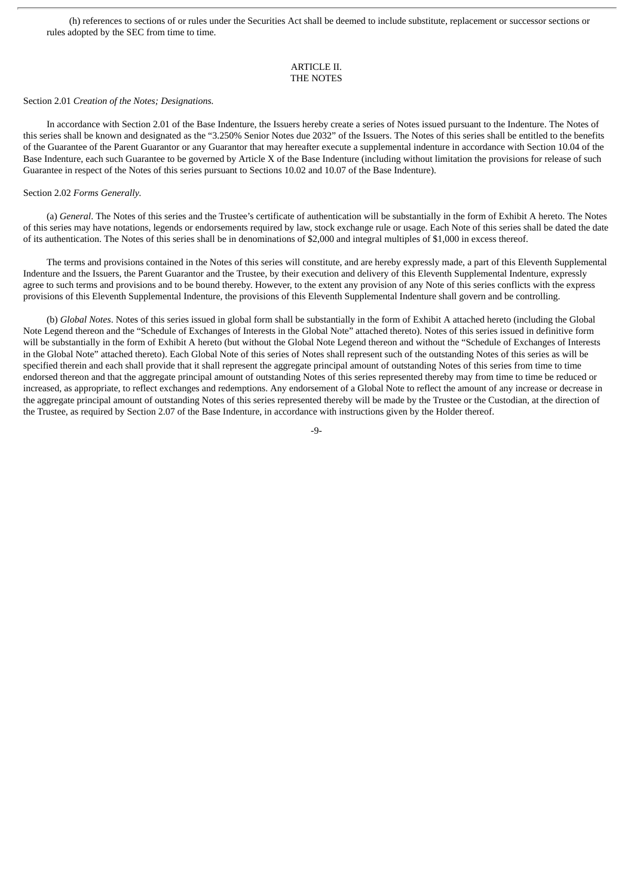(h) references to sections of or rules under the Securities Act shall be deemed to include substitute, replacement or successor sections or rules adopted by the SEC from time to time.

## ARTICLE II.
## THE NOTES

Section 2.01 *Creation of the Notes; Designations.*

In accordance with Section 2.01 of the Base Indenture, the Issuers hereby create a series of Notes issued pursuant to the Indenture. The Notes of this series shall be known and designated as the "3.250% Senior Notes due 2032" of the Issuers. The Notes of this series shall be entitled to the benefits of the Guarantee of the Parent Guarantor or any Guarantor that may hereafter execute a supplemental indenture in accordance with Section 10.04 of the Base Indenture, each such Guarantee to be governed by Article X of the Base Indenture (including without limitation the provisions for release of such Guarantee in respect of the Notes of this series pursuant to Sections 10.02 and 10.07 of the Base Indenture).

Section 2.02 *Forms Generally.*

(a) *General*. The Notes of this series and the Trustee's certificate of authentication will be substantially in the form of Exhibit A hereto. The Notes of this series may have notations, legends or endorsements required by law, stock exchange rule or usage. Each Note of this series shall be dated the date of its authentication. The Notes of this series shall be in denominations of $2,000 and integral multiples of $1,000 in excess thereof.

The terms and provisions contained in the Notes of this series will constitute, and are hereby expressly made, a part of this Eleventh Supplemental Indenture and the Issuers, the Parent Guarantor and the Trustee, by their execution and delivery of this Eleventh Supplemental Indenture, expressly agree to such terms and provisions and to be bound thereby. However, to the extent any provision of any Note of this series conflicts with the express provisions of this Eleventh Supplemental Indenture, the provisions of this Eleventh Supplemental Indenture shall govern and be controlling.

(b) *Global Notes*. Notes of this series issued in global form shall be substantially in the form of Exhibit A attached hereto (including the Global Note Legend thereon and the "Schedule of Exchanges of Interests in the Global Note" attached thereto). Notes of this series issued in definitive form will be substantially in the form of Exhibit A hereto (but without the Global Note Legend thereon and without the "Schedule of Exchanges of Interests in the Global Note" attached thereto). Each Global Note of this series of Notes shall represent such of the outstanding Notes of this series as will be specified therein and each shall provide that it shall represent the aggregate principal amount of outstanding Notes of this series from time to time endorsed thereon and that the aggregate principal amount of outstanding Notes of this series represented thereby may from time to time be reduced or increased, as appropriate, to reflect exchanges and redemptions. Any endorsement of a Global Note to reflect the amount of any increase or decrease in the aggregate principal amount of outstanding Notes of this series represented thereby will be made by the Trustee or the Custodian, at the direction of the Trustee, as required by Section 2.07 of the Base Indenture, in accordance with instructions given by the Holder thereof.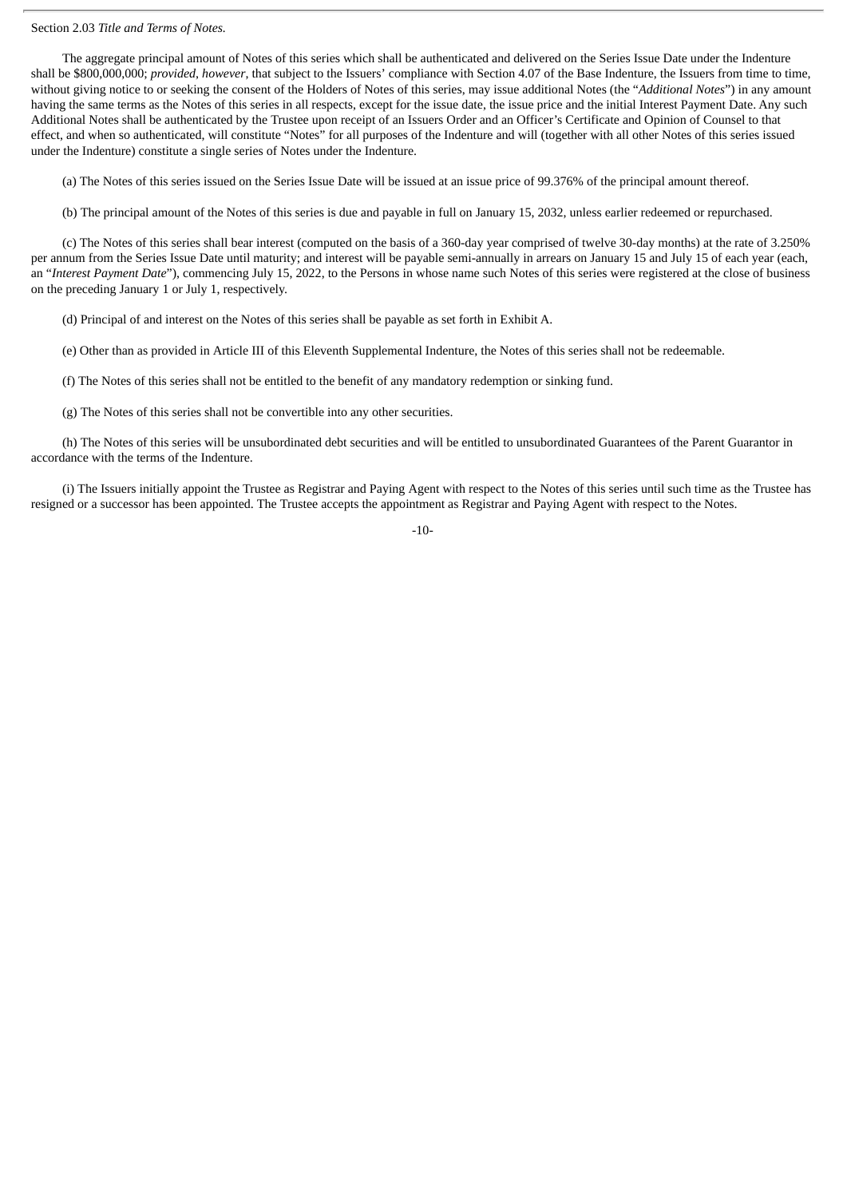Section 2.03 *Title and Terms of Notes.*

The aggregate principal amount of Notes of this series which shall be authenticated and delivered on the Series Issue Date under the Indenture shall be $800,000,000; *provided*, *however*, that subject to the Issuers' compliance with Section 4.07 of the Base Indenture, the Issuers from time to time, without giving notice to or seeking the consent of the Holders of Notes of this series, may issue additional Notes (the "*Additional Notes*") in any amount having the same terms as the Notes of this series in all respects, except for the issue date, the issue price and the initial Interest Payment Date. Any such Additional Notes shall be authenticated by the Trustee upon receipt of an Issuers Order and an Officer's Certificate and Opinion of Counsel to that effect, and when so authenticated, will constitute "Notes" for all purposes of the Indenture and will (together with all other Notes of this series issued under the Indenture) constitute a single series of Notes under the Indenture.

(a) The Notes of this series issued on the Series Issue Date will be issued at an issue price of 99.376% of the principal amount thereof.

(b) The principal amount of the Notes of this series is due and payable in full on January 15, 2032, unless earlier redeemed or repurchased.

(c) The Notes of this series shall bear interest (computed on the basis of a 360-day year comprised of twelve 30-day months) at the rate of 3.250% per annum from the Series Issue Date until maturity; and interest will be payable semi-annually in arrears on January 15 and July 15 of each year (each, an "*Interest Payment Date*"), commencing July 15, 2022, to the Persons in whose name such Notes of this series were registered at the close of business on the preceding January 1 or July 1, respectively.

(d) Principal of and interest on the Notes of this series shall be payable as set forth in Exhibit A.

(e) Other than as provided in Article III of this Eleventh Supplemental Indenture, the Notes of this series shall not be redeemable.

(f) The Notes of this series shall not be entitled to the benefit of any mandatory redemption or sinking fund.

(g) The Notes of this series shall not be convertible into any other securities.

(h) The Notes of this series will be unsubordinated debt securities and will be entitled to unsubordinated Guarantees of the Parent Guarantor in accordance with the terms of the Indenture.

(i) The Issuers initially appoint the Trustee as Registrar and Paying Agent with respect to the Notes of this series until such time as the Trustee has resigned or a successor has been appointed. The Trustee accepts the appointment as Registrar and Paying Agent with respect to the Notes.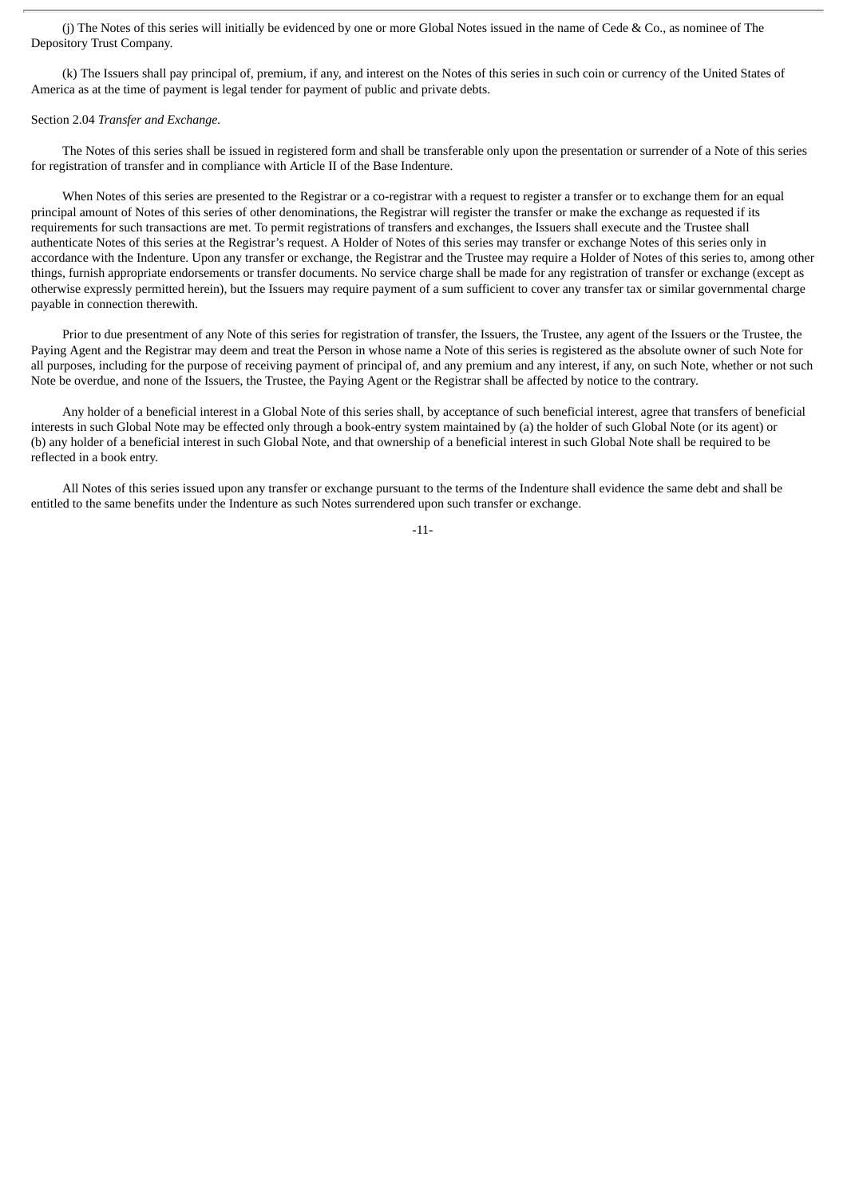(j) The Notes of this series will initially be evidenced by one or more Global Notes issued in the name of Cede & Co., as nominee of The Depository Trust Company.

(k) The Issuers shall pay principal of, premium, if any, and interest on the Notes of this series in such coin or currency of the United States of America as at the time of payment is legal tender for payment of public and private debts.

Section 2.04 *Transfer and Exchange.*

The Notes of this series shall be issued in registered form and shall be transferable only upon the presentation or surrender of a Note of this series for registration of transfer and in compliance with Article II of the Base Indenture.

When Notes of this series are presented to the Registrar or a co-registrar with a request to register a transfer or to exchange them for an equal principal amount of Notes of this series of other denominations, the Registrar will register the transfer or make the exchange as requested if its requirements for such transactions are met. To permit registrations of transfers and exchanges, the Issuers shall execute and the Trustee shall authenticate Notes of this series at the Registrar's request. A Holder of Notes of this series may transfer or exchange Notes of this series only in accordance with the Indenture. Upon any transfer or exchange, the Registrar and the Trustee may require a Holder of Notes of this series to, among other things, furnish appropriate endorsements or transfer documents. No service charge shall be made for any registration of transfer or exchange (except as otherwise expressly permitted herein), but the Issuers may require payment of a sum sufficient to cover any transfer tax or similar governmental charge payable in connection therewith.

Prior to due presentment of any Note of this series for registration of transfer, the Issuers, the Trustee, any agent of the Issuers or the Trustee, the Paying Agent and the Registrar may deem and treat the Person in whose name a Note of this series is registered as the absolute owner of such Note for all purposes, including for the purpose of receiving payment of principal of, and any premium and any interest, if any, on such Note, whether or not such Note be overdue, and none of the Issuers, the Trustee, the Paying Agent or the Registrar shall be affected by notice to the contrary.

Any holder of a beneficial interest in a Global Note of this series shall, by acceptance of such beneficial interest, agree that transfers of beneficial interests in such Global Note may be effected only through a book-entry system maintained by (a) the holder of such Global Note (or its agent) or (b) any holder of a beneficial interest in such Global Note, and that ownership of a beneficial interest in such Global Note shall be required to be reflected in a book entry.

All Notes of this series issued upon any transfer or exchange pursuant to the terms of the Indenture shall evidence the same debt and shall be entitled to the same benefits under the Indenture as such Notes surrendered upon such transfer or exchange.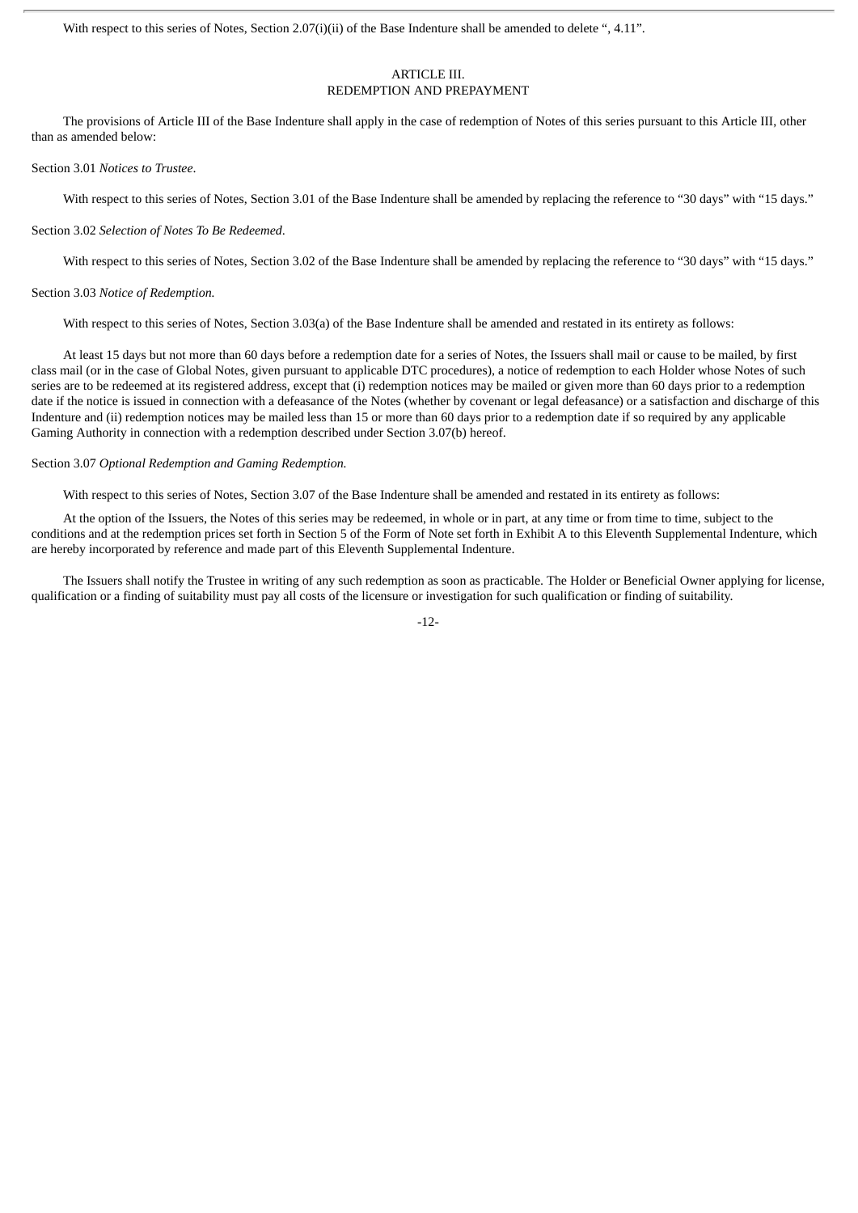With respect to this series of Notes, Section 2.07(i)(ii) of the Base Indenture shall be amended to delete ", 4.11".

## ARTICLE III.
## REDEMPTION AND PREPAYMENT

The provisions of Article III of the Base Indenture shall apply in the case of redemption of Notes of this series pursuant to this Article III, other than as amended below:

Section 3.01 *Notices to Trustee*.

With respect to this series of Notes, Section 3.01 of the Base Indenture shall be amended by replacing the reference to "30 days" with "15 days."

Section 3.02 *Selection of Notes To Be Redeemed*.

With respect to this series of Notes, Section 3.02 of the Base Indenture shall be amended by replacing the reference to "30 days" with "15 days."

Section 3.03 *Notice of Redemption.*

With respect to this series of Notes, Section 3.03(a) of the Base Indenture shall be amended and restated in its entirety as follows:

At least 15 days but not more than 60 days before a redemption date for a series of Notes, the Issuers shall mail or cause to be mailed, by first class mail (or in the case of Global Notes, given pursuant to applicable DTC procedures), a notice of redemption to each Holder whose Notes of such series are to be redeemed at its registered address, except that (i) redemption notices may be mailed or given more than 60 days prior to a redemption date if the notice is issued in connection with a defeasance of the Notes (whether by covenant or legal defeasance) or a satisfaction and discharge of this Indenture and (ii) redemption notices may be mailed less than 15 or more than 60 days prior to a redemption date if so required by any applicable Gaming Authority in connection with a redemption described under Section 3.07(b) hereof.

Section 3.07 *Optional Redemption and Gaming Redemption.*

With respect to this series of Notes, Section 3.07 of the Base Indenture shall be amended and restated in its entirety as follows:

At the option of the Issuers, the Notes of this series may be redeemed, in whole or in part, at any time or from time to time, subject to the conditions and at the redemption prices set forth in Section 5 of the Form of Note set forth in Exhibit A to this Eleventh Supplemental Indenture, which are hereby incorporated by reference and made part of this Eleventh Supplemental Indenture.

The Issuers shall notify the Trustee in writing of any such redemption as soon as practicable. The Holder or Beneficial Owner applying for license, qualification or a finding of suitability must pay all costs of the licensure or investigation for such qualification or finding of suitability.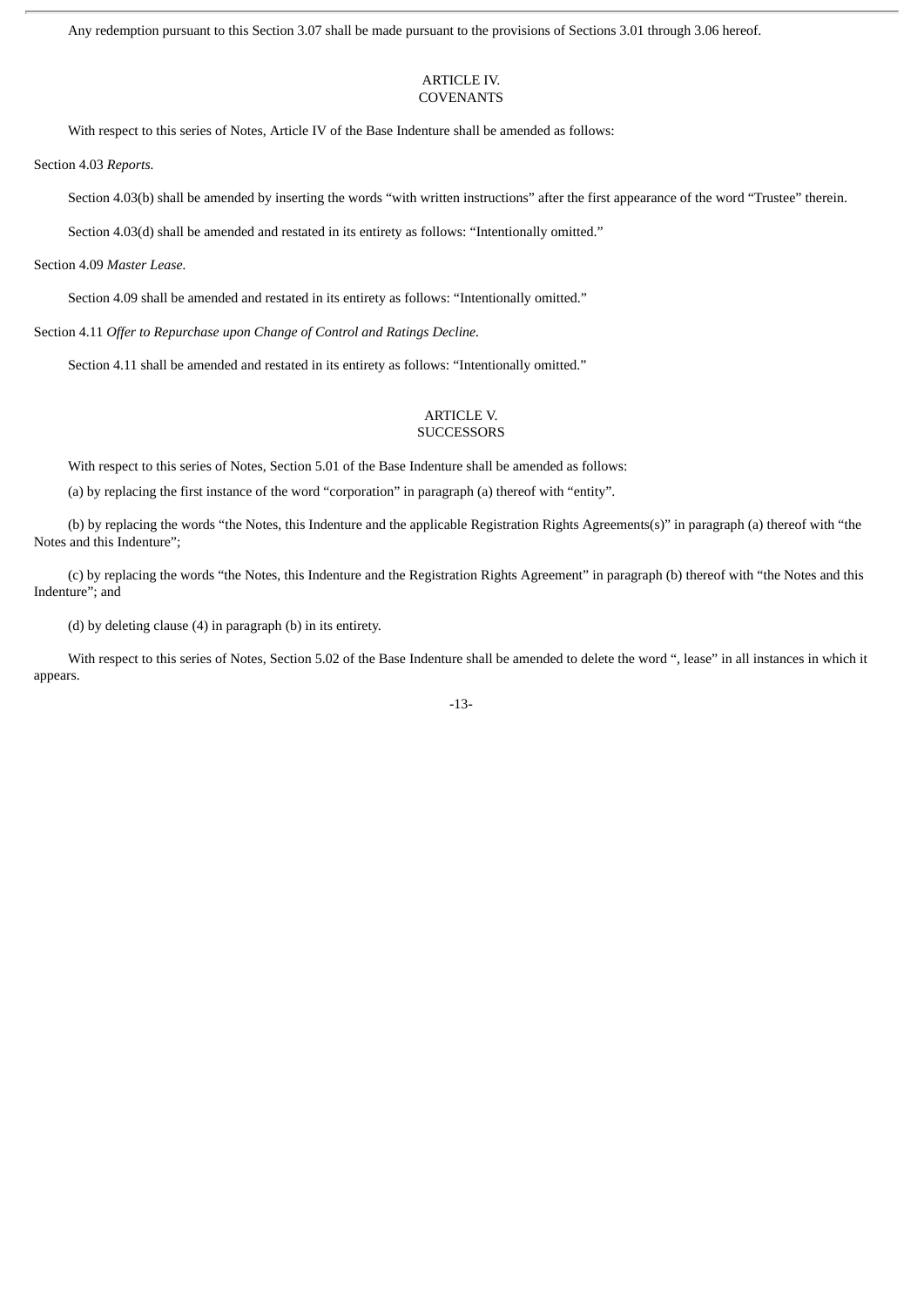Any redemption pursuant to this Section 3.07 shall be made pursuant to the provisions of Sections 3.01 through 3.06 hereof.

## ARTICLE IV.
## COVENANTS

With respect to this series of Notes, Article IV of the Base Indenture shall be amended as follows:

Section 4.03 *Reports.*

Section 4.03(b) shall be amended by inserting the words “with written instructions” after the first appearance of the word “Trustee” therein.

Section 4.03(d) shall be amended and restated in its entirety as follows: “Intentionally omitted.”

Section 4.09 *Master Lease*.

Section 4.09 shall be amended and restated in its entirety as follows: “Intentionally omitted.”

Section 4.11 *Offer to Repurchase upon Change of Control and Ratings Decline.*

Section 4.11 shall be amended and restated in its entirety as follows: “Intentionally omitted.”

## ARTICLE V.
## SUCCESSORS

With respect to this series of Notes, Section 5.01 of the Base Indenture shall be amended as follows:

(a) by replacing the first instance of the word “corporation” in paragraph (a) thereof with “entity”.

(b) by replacing the words “the Notes, this Indenture and the applicable Registration Rights Agreements(s)” in paragraph (a) thereof with “the Notes and this Indenture”;

(c) by replacing the words “the Notes, this Indenture and the Registration Rights Agreement” in paragraph (b) thereof with “the Notes and this Indenture”; and

(d) by deleting clause (4) in paragraph (b) in its entirety.

With respect to this series of Notes, Section 5.02 of the Base Indenture shall be amended to delete the word “, lease” in all instances in which it appears.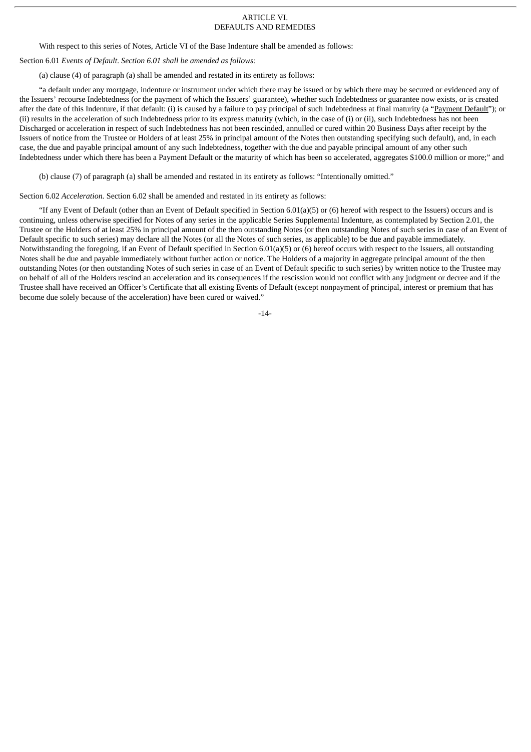# ARTICLE VI.
# DEFAULTS AND REMEDIES

With respect to this series of Notes, Article VI of the Base Indenture shall be amended as follows:

Section 6.01 *Events of Default. Section 6.01 shall be amended as follows:*

(a) clause (4) of paragraph (a) shall be amended and restated in its entirety as follows:

"a default under any mortgage, indenture or instrument under which there may be issued or by which there may be secured or evidenced any of the Issuers' recourse Indebtedness (or the payment of which the Issuers' guarantee), whether such Indebtedness or guarantee now exists, or is created after the date of this Indenture, if that default: (i) is caused by a failure to pay principal of such Indebtedness at final maturity (a "Payment Default"); or (ii) results in the acceleration of such Indebtedness prior to its express maturity (which, in the case of (i) or (ii), such Indebtedness has not been Discharged or acceleration in respect of such Indebtedness has not been rescinded, annulled or cured within 20 Business Days after receipt by the Issuers of notice from the Trustee or Holders of at least 25% in principal amount of the Notes then outstanding specifying such default), and, in each case, the due and payable principal amount of any such Indebtedness, together with the due and payable principal amount of any other such Indebtedness under which there has been a Payment Default or the maturity of which has been so accelerated, aggregates $100.0 million or more;" and

(b) clause (7) of paragraph (a) shall be amended and restated in its entirety as follows: "Intentionally omitted."

Section 6.02 *Acceleration.* Section 6.02 shall be amended and restated in its entirety as follows:

"If any Event of Default (other than an Event of Default specified in Section 6.01(a)(5) or (6) hereof with respect to the Issuers) occurs and is continuing, unless otherwise specified for Notes of any series in the applicable Series Supplemental Indenture, as contemplated by Section 2.01, the Trustee or the Holders of at least 25% in principal amount of the then outstanding Notes (or then outstanding Notes of such series in case of an Event of Default specific to such series) may declare all the Notes (or all the Notes of such series, as applicable) to be due and payable immediately. Notwithstanding the foregoing, if an Event of Default specified in Section 6.01(a)(5) or (6) hereof occurs with respect to the Issuers, all outstanding Notes shall be due and payable immediately without further action or notice. The Holders of a majority in aggregate principal amount of the then outstanding Notes (or then outstanding Notes of such series in case of an Event of Default specific to such series) by written notice to the Trustee may on behalf of all of the Holders rescind an acceleration and its consequences if the rescission would not conflict with any judgment or decree and if the Trustee shall have received an Officer's Certificate that all existing Events of Default (except nonpayment of principal, interest or premium that has become due solely because of the acceleration) have been cured or waived."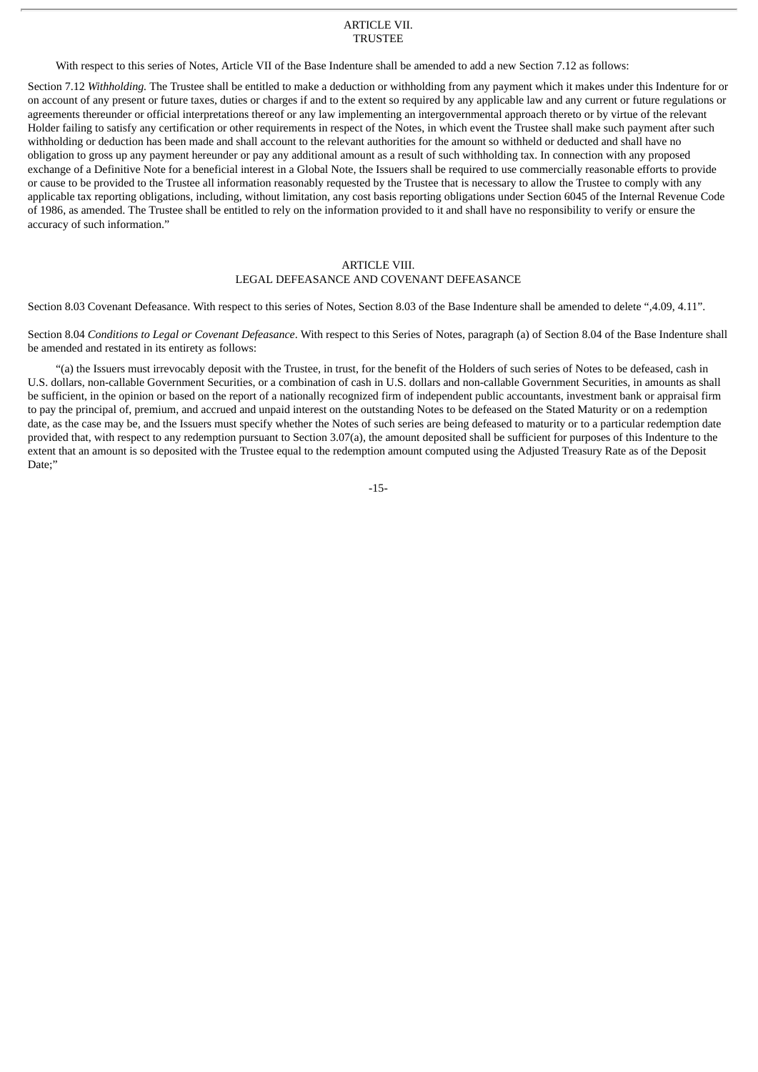## ARTICLE VII.
## TRUSTEE

With respect to this series of Notes, Article VII of the Base Indenture shall be amended to add a new Section 7.12 as follows:

Section 7.12 *Withholding.* The Trustee shall be entitled to make a deduction or withholding from any payment which it makes under this Indenture for or on account of any present or future taxes, duties or charges if and to the extent so required by any applicable law and any current or future regulations or agreements thereunder or official interpretations thereof or any law implementing an intergovernmental approach thereto or by virtue of the relevant Holder failing to satisfy any certification or other requirements in respect of the Notes, in which event the Trustee shall make such payment after such withholding or deduction has been made and shall account to the relevant authorities for the amount so withheld or deducted and shall have no obligation to gross up any payment hereunder or pay any additional amount as a result of such withholding tax. In connection with any proposed exchange of a Definitive Note for a beneficial interest in a Global Note, the Issuers shall be required to use commercially reasonable efforts to provide or cause to be provided to the Trustee all information reasonably requested by the Trustee that is necessary to allow the Trustee to comply with any applicable tax reporting obligations, including, without limitation, any cost basis reporting obligations under Section 6045 of the Internal Revenue Code of 1986, as amended. The Trustee shall be entitled to rely on the information provided to it and shall have no responsibility to verify or ensure the accuracy of such information."

## ARTICLE VIII.
## LEGAL DEFEASANCE AND COVENANT DEFEASANCE

Section 8.03 Covenant Defeasance. With respect to this series of Notes, Section 8.03 of the Base Indenture shall be amended to delete ",4.09, 4.11".

Section 8.04 *Conditions to Legal or Covenant Defeasance*. With respect to this Series of Notes, paragraph (a) of Section 8.04 of the Base Indenture shall be amended and restated in its entirety as follows:

"(a) the Issuers must irrevocably deposit with the Trustee, in trust, for the benefit of the Holders of such series of Notes to be defeased, cash in U.S. dollars, non-callable Government Securities, or a combination of cash in U.S. dollars and non-callable Government Securities, in amounts as shall be sufficient, in the opinion or based on the report of a nationally recognized firm of independent public accountants, investment bank or appraisal firm to pay the principal of, premium, and accrued and unpaid interest on the outstanding Notes to be defeased on the Stated Maturity or on a redemption date, as the case may be, and the Issuers must specify whether the Notes of such series are being defeased to maturity or to a particular redemption date provided that, with respect to any redemption pursuant to Section 3.07(a), the amount deposited shall be sufficient for purposes of this Indenture to the extent that an amount is so deposited with the Trustee equal to the redemption amount computed using the Adjusted Treasury Rate as of the Deposit Date;"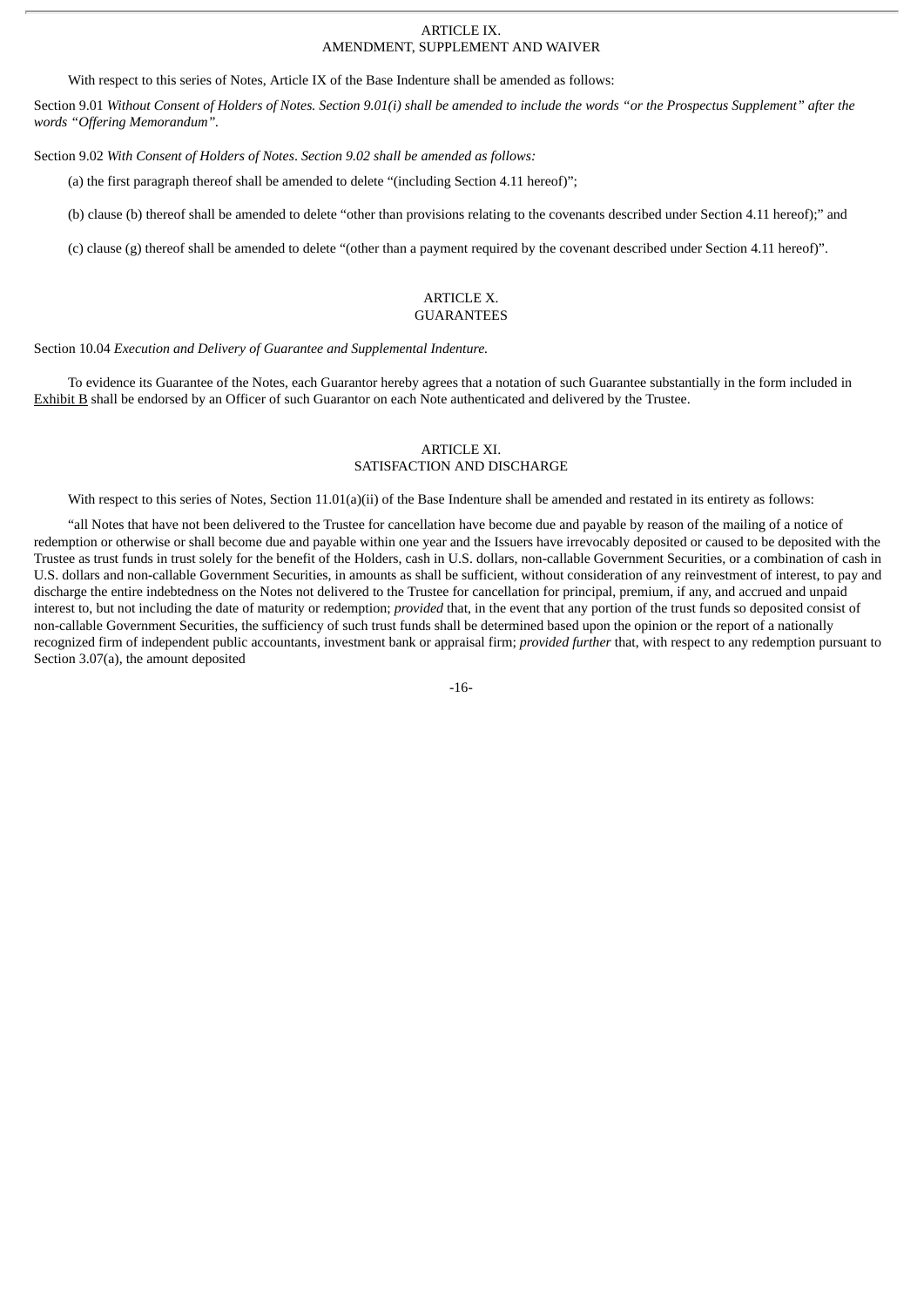# ARTICLE IX.
# AMENDMENT, SUPPLEMENT AND WAIVER

With respect to this series of Notes, Article IX of the Base Indenture shall be amended as follows:

Section 9.01 *Without Consent of Holders of Notes. Section 9.01(i) shall be amended to include the words "or the Prospectus Supplement" after the words "Offering Memorandum".*

Section 9.02 *With Consent of Holders of Notes*. *Section 9.02 shall be amended as follows:*

(a) the first paragraph thereof shall be amended to delete "(including Section 4.11 hereof)";

(b) clause (b) thereof shall be amended to delete "other than provisions relating to the covenants described under Section 4.11 hereof);" and

(c) clause (g) thereof shall be amended to delete "(other than a payment required by the covenant described under Section 4.11 hereof)".

# ARTICLE X.
# GUARANTEES

Section 10.04 *Execution and Delivery of Guarantee and Supplemental Indenture.*

To evidence its Guarantee of the Notes, each Guarantor hereby agrees that a notation of such Guarantee substantially in the form included in Exhibit B shall be endorsed by an Officer of such Guarantor on each Note authenticated and delivered by the Trustee.

# ARTICLE XI.
# SATISFACTION AND DISCHARGE

With respect to this series of Notes, Section 11.01(a)(ii) of the Base Indenture shall be amended and restated in its entirety as follows:

"all Notes that have not been delivered to the Trustee for cancellation have become due and payable by reason of the mailing of a notice of redemption or otherwise or shall become due and payable within one year and the Issuers have irrevocably deposited or caused to be deposited with the Trustee as trust funds in trust solely for the benefit of the Holders, cash in U.S. dollars, non-callable Government Securities, or a combination of cash in U.S. dollars and non-callable Government Securities, in amounts as shall be sufficient, without consideration of any reinvestment of interest, to pay and discharge the entire indebtedness on the Notes not delivered to the Trustee for cancellation for principal, premium, if any, and accrued and unpaid interest to, but not including the date of maturity or redemption; *provided* that, in the event that any portion of the trust funds so deposited consist of non-callable Government Securities, the sufficiency of such trust funds shall be determined based upon the opinion or the report of a nationally recognized firm of independent public accountants, investment bank or appraisal firm; *provided further* that, with respect to any redemption pursuant to Section 3.07(a), the amount deposited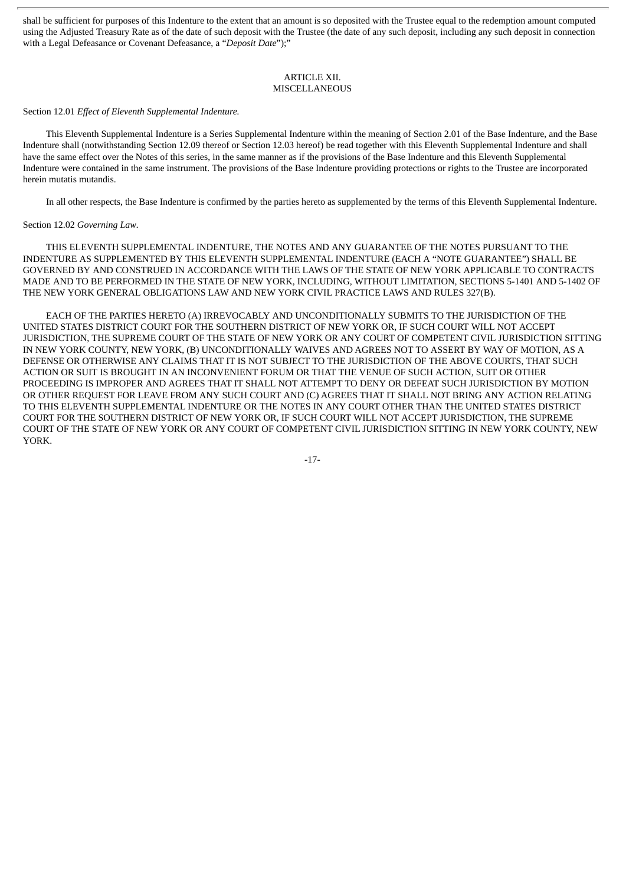shall be sufficient for purposes of this Indenture to the extent that an amount is so deposited with the Trustee equal to the redemption amount computed using the Adjusted Treasury Rate as of the date of such deposit with the Trustee (the date of any such deposit, including any such deposit in connection with a Legal Defeasance or Covenant Defeasance, a "*Deposit Date*");"

## ARTICLE XII.
## MISCELLANEOUS

Section 12.01 *Effect of Eleventh Supplemental Indenture.*

This Eleventh Supplemental Indenture is a Series Supplemental Indenture within the meaning of Section 2.01 of the Base Indenture, and the Base Indenture shall (notwithstanding Section 12.09 thereof or Section 12.03 hereof) be read together with this Eleventh Supplemental Indenture and shall have the same effect over the Notes of this series, in the same manner as if the provisions of the Base Indenture and this Eleventh Supplemental Indenture were contained in the same instrument. The provisions of the Base Indenture providing protections or rights to the Trustee are incorporated herein mutatis mutandis.

In all other respects, the Base Indenture is confirmed by the parties hereto as supplemented by the terms of this Eleventh Supplemental Indenture.

Section 12.02 *Governing Law.*

THIS ELEVENTH SUPPLEMENTAL INDENTURE, THE NOTES AND ANY GUARANTEE OF THE NOTES PURSUANT TO THE INDENTURE AS SUPPLEMENTED BY THIS ELEVENTH SUPPLEMENTAL INDENTURE (EACH A "NOTE GUARANTEE") SHALL BE GOVERNED BY AND CONSTRUED IN ACCORDANCE WITH THE LAWS OF THE STATE OF NEW YORK APPLICABLE TO CONTRACTS MADE AND TO BE PERFORMED IN THE STATE OF NEW YORK, INCLUDING, WITHOUT LIMITATION, SECTIONS 5-1401 AND 5-1402 OF THE NEW YORK GENERAL OBLIGATIONS LAW AND NEW YORK CIVIL PRACTICE LAWS AND RULES 327(B).

EACH OF THE PARTIES HERETO (A) IRREVOCABLY AND UNCONDITIONALLY SUBMITS TO THE JURISDICTION OF THE UNITED STATES DISTRICT COURT FOR THE SOUTHERN DISTRICT OF NEW YORK OR, IF SUCH COURT WILL NOT ACCEPT JURISDICTION, THE SUPREME COURT OF THE STATE OF NEW YORK OR ANY COURT OF COMPETENT CIVIL JURISDICTION SITTING IN NEW YORK COUNTY, NEW YORK, (B) UNCONDITIONALLY WAIVES AND AGREES NOT TO ASSERT BY WAY OF MOTION, AS A DEFENSE OR OTHERWISE ANY CLAIMS THAT IT IS NOT SUBJECT TO THE JURISDICTION OF THE ABOVE COURTS, THAT SUCH ACTION OR SUIT IS BROUGHT IN AN INCONVENIENT FORUM OR THAT THE VENUE OF SUCH ACTION, SUIT OR OTHER PROCEEDING IS IMPROPER AND AGREES THAT IT SHALL NOT ATTEMPT TO DENY OR DEFEAT SUCH JURISDICTION BY MOTION OR OTHER REQUEST FOR LEAVE FROM ANY SUCH COURT AND (C) AGREES THAT IT SHALL NOT BRING ANY ACTION RELATING TO THIS ELEVENTH SUPPLEMENTAL INDENTURE OR THE NOTES IN ANY COURT OTHER THAN THE UNITED STATES DISTRICT COURT FOR THE SOUTHERN DISTRICT OF NEW YORK OR, IF SUCH COURT WILL NOT ACCEPT JURISDICTION, THE SUPREME COURT OF THE STATE OF NEW YORK OR ANY COURT OF COMPETENT CIVIL JURISDICTION SITTING IN NEW YORK COUNTY, NEW YORK.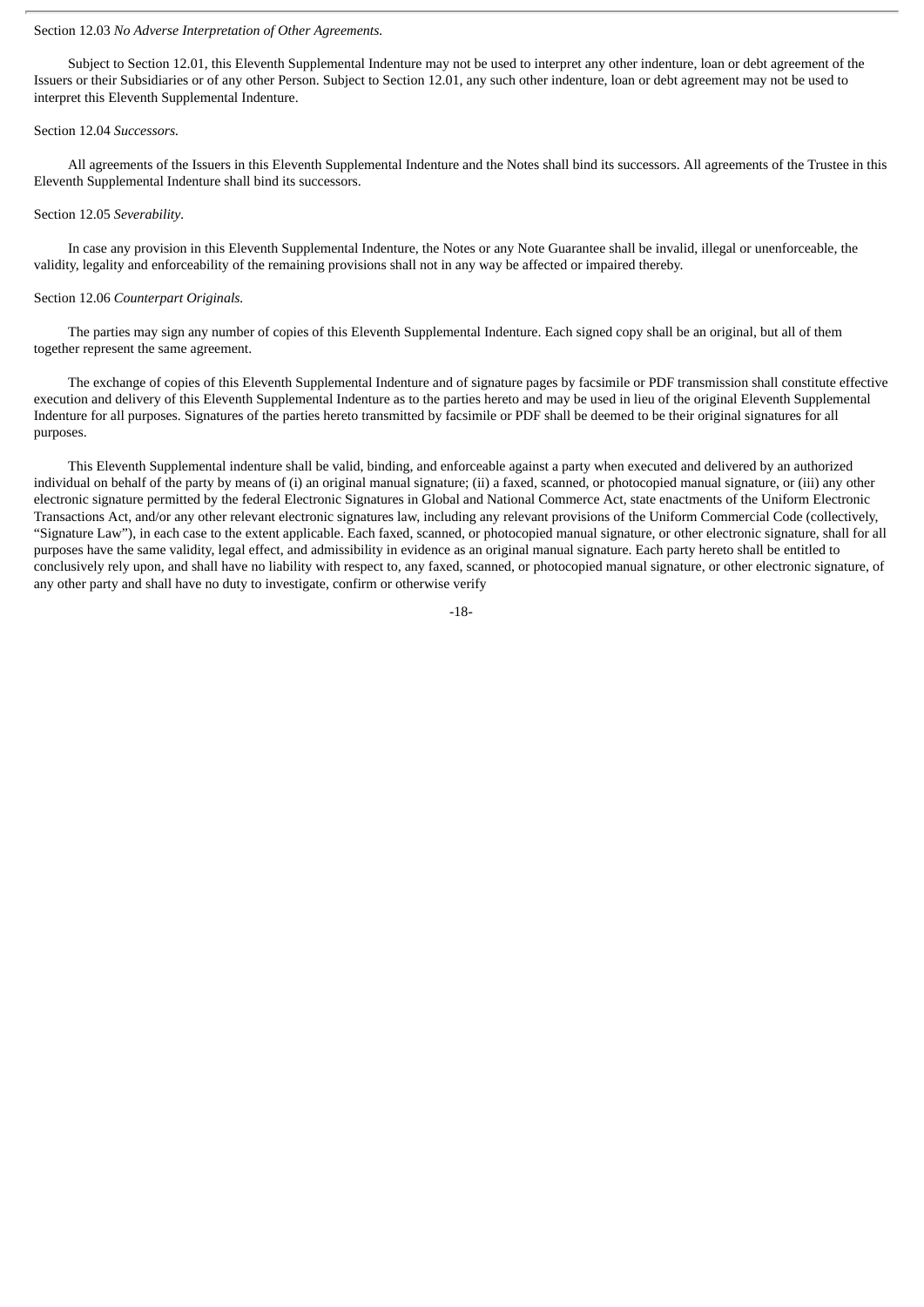Section 12.03 *No Adverse Interpretation of Other Agreements.*

Subject to Section 12.01, this Eleventh Supplemental Indenture may not be used to interpret any other indenture, loan or debt agreement of the Issuers or their Subsidiaries or of any other Person. Subject to Section 12.01, any such other indenture, loan or debt agreement may not be used to interpret this Eleventh Supplemental Indenture.

Section 12.04 *Successors.*

All agreements of the Issuers in this Eleventh Supplemental Indenture and the Notes shall bind its successors. All agreements of the Trustee in this Eleventh Supplemental Indenture shall bind its successors.

Section 12.05 *Severability.*

In case any provision in this Eleventh Supplemental Indenture, the Notes or any Note Guarantee shall be invalid, illegal or unenforceable, the validity, legality and enforceability of the remaining provisions shall not in any way be affected or impaired thereby.

Section 12.06 *Counterpart Originals.*

The parties may sign any number of copies of this Eleventh Supplemental Indenture. Each signed copy shall be an original, but all of them together represent the same agreement.

The exchange of copies of this Eleventh Supplemental Indenture and of signature pages by facsimile or PDF transmission shall constitute effective execution and delivery of this Eleventh Supplemental Indenture as to the parties hereto and may be used in lieu of the original Eleventh Supplemental Indenture for all purposes. Signatures of the parties hereto transmitted by facsimile or PDF shall be deemed to be their original signatures for all purposes.

This Eleventh Supplemental indenture shall be valid, binding, and enforceable against a party when executed and delivered by an authorized individual on behalf of the party by means of (i) an original manual signature; (ii) a faxed, scanned, or photocopied manual signature, or (iii) any other electronic signature permitted by the federal Electronic Signatures in Global and National Commerce Act, state enactments of the Uniform Electronic Transactions Act, and/or any other relevant electronic signatures law, including any relevant provisions of the Uniform Commercial Code (collectively, "Signature Law"), in each case to the extent applicable. Each faxed, scanned, or photocopied manual signature, or other electronic signature, shall for all purposes have the same validity, legal effect, and admissibility in evidence as an original manual signature. Each party hereto shall be entitled to conclusively rely upon, and shall have no liability with respect to, any faxed, scanned, or photocopied manual signature, or other electronic signature, of any other party and shall have no duty to investigate, confirm or otherwise verify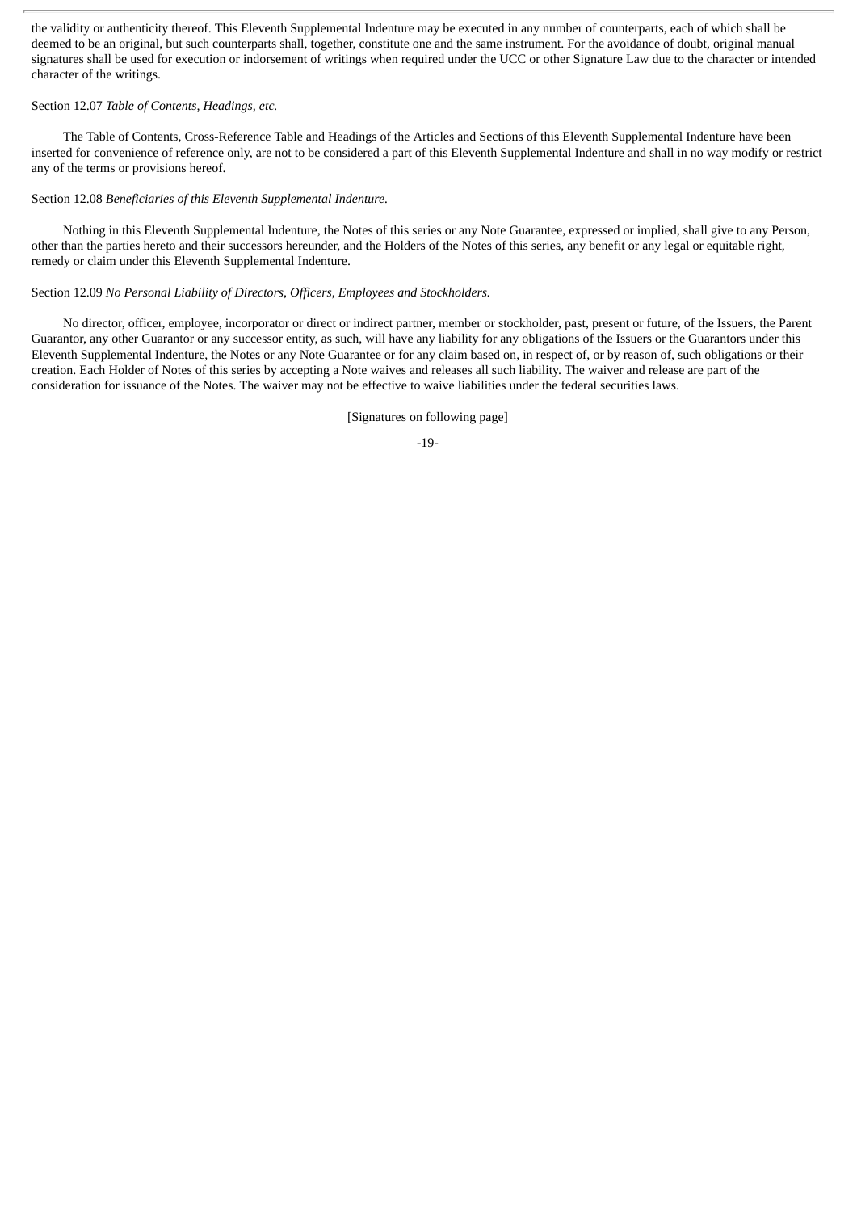the validity or authenticity thereof. This Eleventh Supplemental Indenture may be executed in any number of counterparts, each of which shall be deemed to be an original, but such counterparts shall, together, constitute one and the same instrument. For the avoidance of doubt, original manual signatures shall be used for execution or indorsement of writings when required under the UCC or other Signature Law due to the character or intended character of the writings.

Section 12.07 *Table of Contents, Headings, etc.*

The Table of Contents, Cross-Reference Table and Headings of the Articles and Sections of this Eleventh Supplemental Indenture have been inserted for convenience of reference only, are not to be considered a part of this Eleventh Supplemental Indenture and shall in no way modify or restrict any of the terms or provisions hereof.

Section 12.08 *Beneficiaries of this Eleventh Supplemental Indenture.*

Nothing in this Eleventh Supplemental Indenture, the Notes of this series or any Note Guarantee, expressed or implied, shall give to any Person, other than the parties hereto and their successors hereunder, and the Holders of the Notes of this series, any benefit or any legal or equitable right, remedy or claim under this Eleventh Supplemental Indenture.

Section 12.09 *No Personal Liability of Directors, Officers, Employees and Stockholders.*

No director, officer, employee, incorporator or direct or indirect partner, member or stockholder, past, present or future, of the Issuers, the Parent Guarantor, any other Guarantor or any successor entity, as such, will have any liability for any obligations of the Issuers or the Guarantors under this Eleventh Supplemental Indenture, the Notes or any Note Guarantee or for any claim based on, in respect of, or by reason of, such obligations or their creation. Each Holder of Notes of this series by accepting a Note waives and releases all such liability. The waiver and release are part of the consideration for issuance of the Notes. The waiver may not be effective to waive liabilities under the federal securities laws.

[Signatures on following page]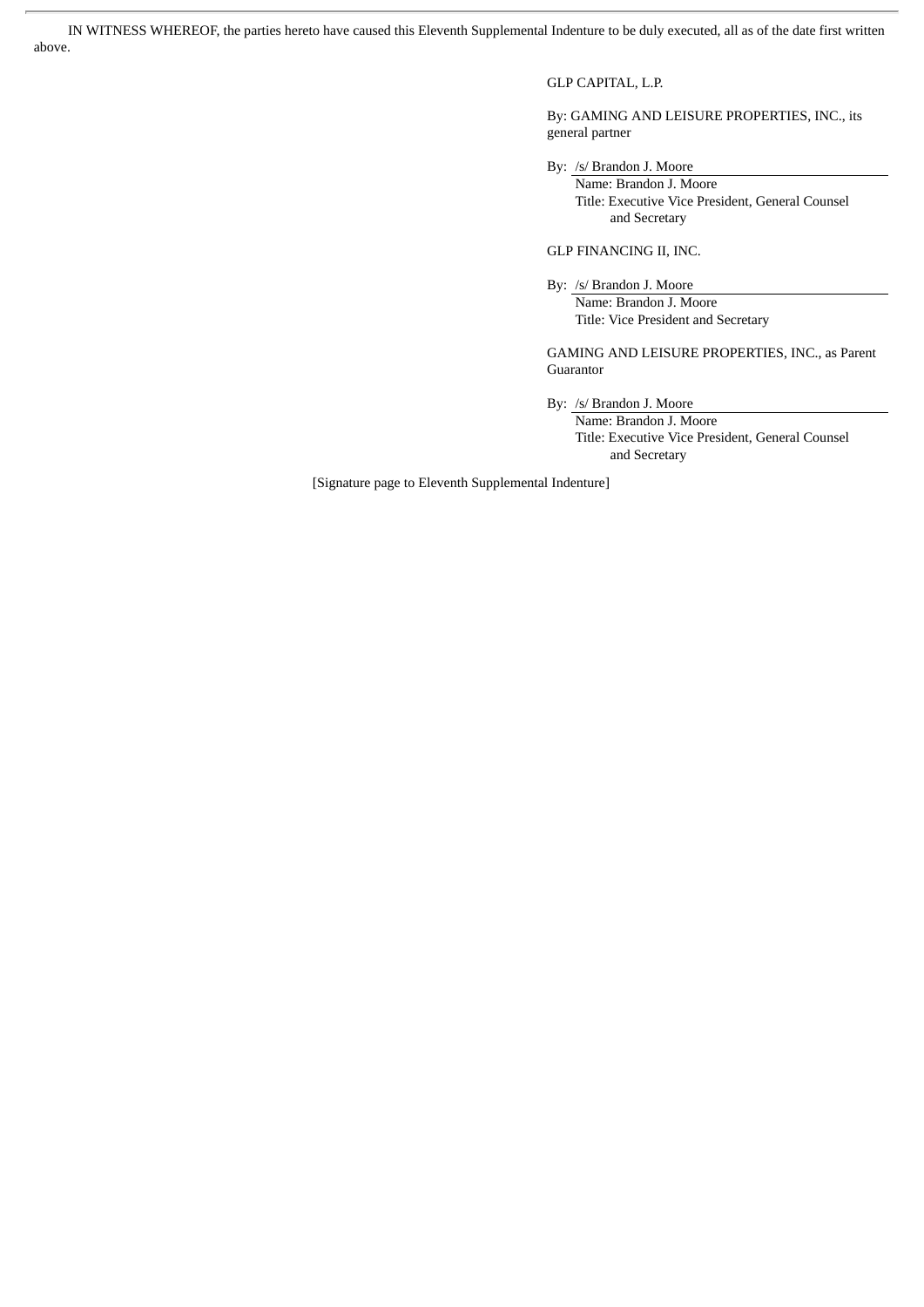IN WITNESS WHEREOF, the parties hereto have caused this Eleventh Supplemental Indenture to be duly executed, all as of the date first written above.

GLP CAPITAL, L.P.

By: GAMING AND LEISURE PROPERTIES, INC., its general partner

By: /s/ Brandon J. Moore
Name: Brandon J. Moore
Title: Executive Vice President, General Counsel and Secretary

GLP FINANCING II, INC.

By: /s/ Brandon J. Moore
Name: Brandon J. Moore
Title: Vice President and Secretary

GAMING AND LEISURE PROPERTIES, INC., as Parent Guarantor

By: /s/ Brandon J. Moore
Name: Brandon J. Moore
Title: Executive Vice President, General Counsel and Secretary

[Signature page to Eleventh Supplemental Indenture]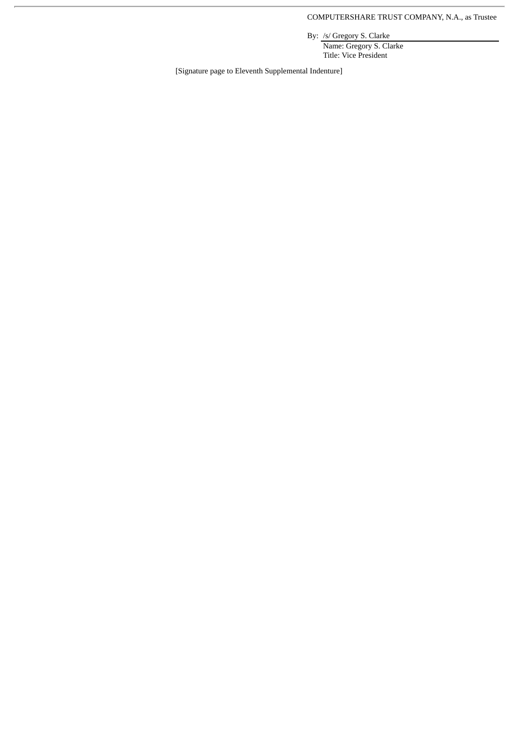COMPUTERSHARE TRUST COMPANY, N.A., as Trustee

By: /s/ Gregory S. Clarke  
Name: Gregory S. Clarke  
Title: Vice President

[Signature page to Eleventh Supplemental Indenture]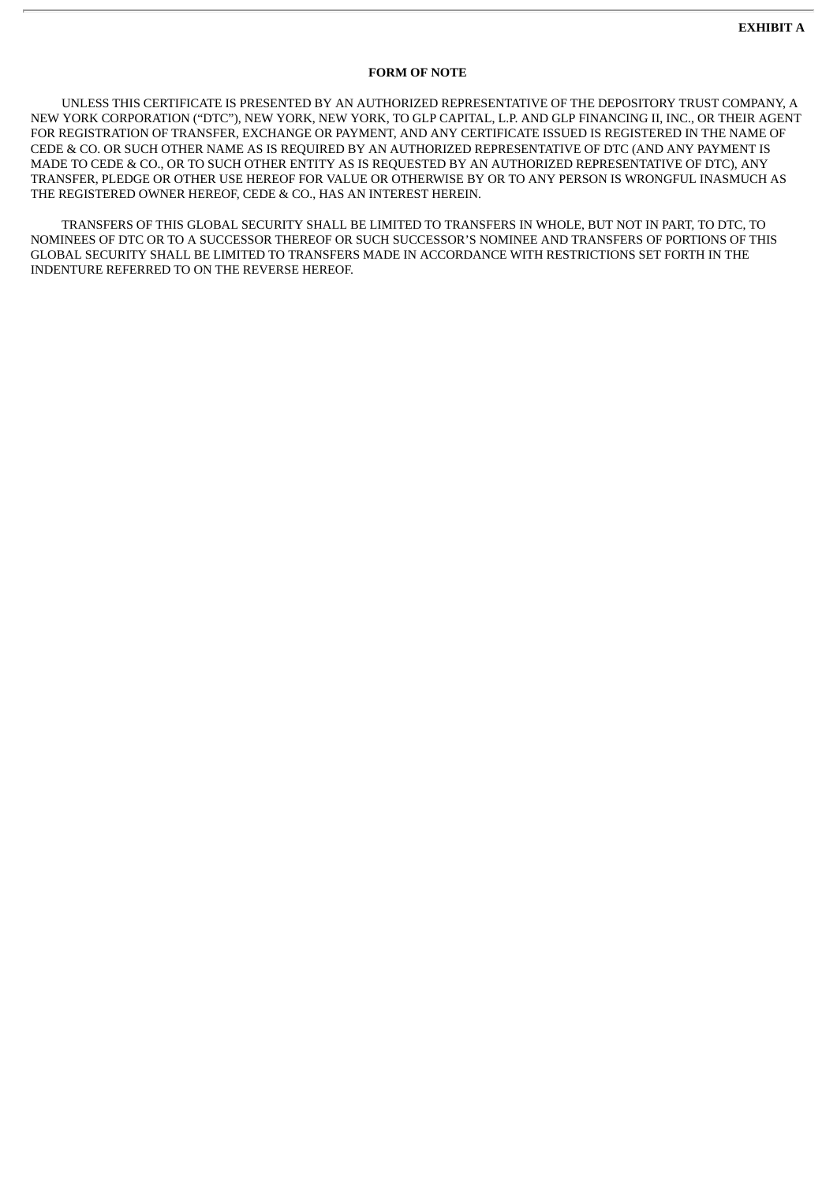**EXHIBIT A**

**FORM OF NOTE**

UNLESS THIS CERTIFICATE IS PRESENTED BY AN AUTHORIZED REPRESENTATIVE OF THE DEPOSITORY TRUST COMPANY, A NEW YORK CORPORATION ("DTC"), NEW YORK, NEW YORK, TO GLP CAPITAL, L.P. AND GLP FINANCING II, INC., OR THEIR AGENT FOR REGISTRATION OF TRANSFER, EXCHANGE OR PAYMENT, AND ANY CERTIFICATE ISSUED IS REGISTERED IN THE NAME OF CEDE & CO. OR SUCH OTHER NAME AS IS REQUIRED BY AN AUTHORIZED REPRESENTATIVE OF DTC (AND ANY PAYMENT IS MADE TO CEDE & CO., OR TO SUCH OTHER ENTITY AS IS REQUESTED BY AN AUTHORIZED REPRESENTATIVE OF DTC), ANY TRANSFER, PLEDGE OR OTHER USE HEREOF FOR VALUE OR OTHERWISE BY OR TO ANY PERSON IS WRONGFUL INASMUCH AS THE REGISTERED OWNER HEREOF, CEDE & CO., HAS AN INTEREST HEREIN.

TRANSFERS OF THIS GLOBAL SECURITY SHALL BE LIMITED TO TRANSFERS IN WHOLE, BUT NOT IN PART, TO DTC, TO NOMINEES OF DTC OR TO A SUCCESSOR THEREOF OR SUCH SUCCESSOR'S NOMINEE AND TRANSFERS OF PORTIONS OF THIS GLOBAL SECURITY SHALL BE LIMITED TO TRANSFERS MADE IN ACCORDANCE WITH RESTRICTIONS SET FORTH IN THE INDENTURE REFERRED TO ON THE REVERSE HEREOF.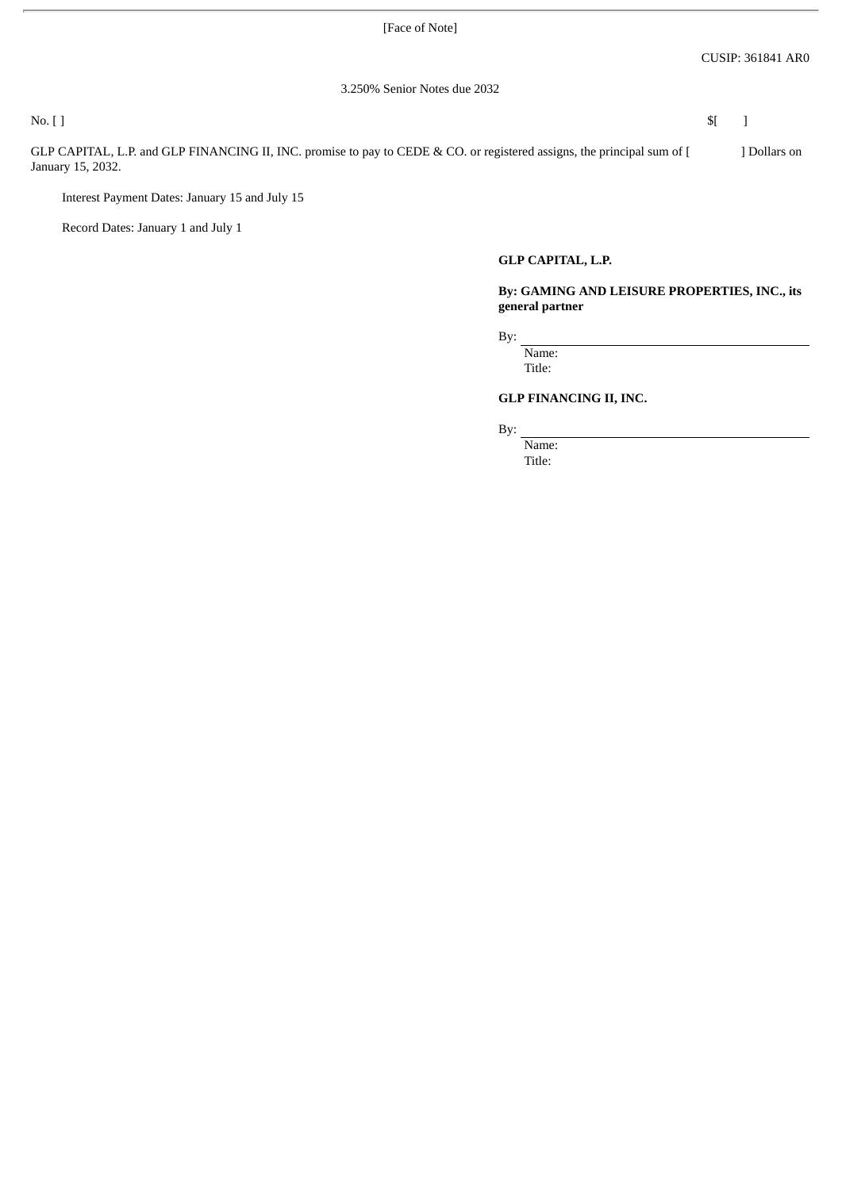[Face of Note]

CUSIP: 361841 AR0

3.250% Senior Notes due 2032

No. [ ] $[ ]

GLP CAPITAL, L.P. and GLP FINANCING II, INC. promise to pay to CEDE & CO. or registered assigns, the principal sum of [ ] Dollars on January 15, 2032.

Interest Payment Dates: January 15 and July 15

Record Dates: January 1 and July 1

**GLP CAPITAL, L.P.**

**By: GAMING AND LEISURE PROPERTIES, INC., its general partner**

By: \_\_\_\_\_\_\_\_\_\_\_\_\_\_\_\_\_\_\_\_\_\_\_\_\_\_\_\_
Name:
Title:

**GLP FINANCING II, INC.**

By: \_\_\_\_\_\_\_\_\_\_\_\_\_\_\_\_\_\_\_\_\_\_\_\_\_\_\_\_
Name:
Title: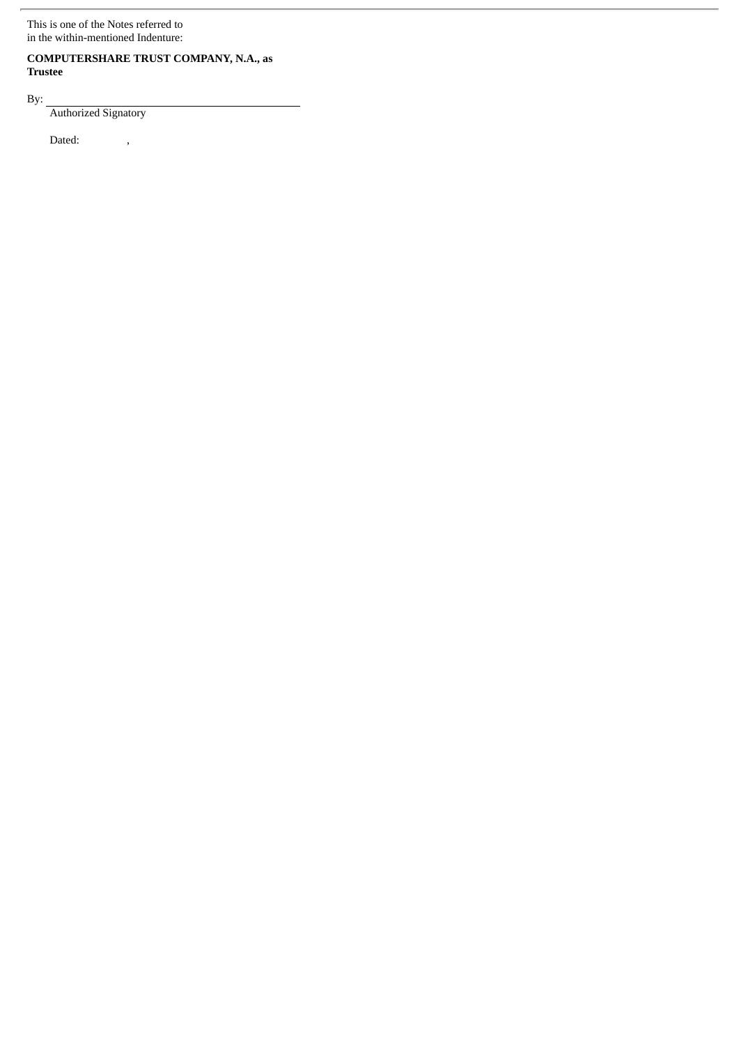This is one of the Notes referred to
in the within-mentioned Indenture:

**COMPUTERSHARE TRUST COMPANY, N.A., as Trustee**

By: ________________________________________
Authorized Signatory

Dated: ,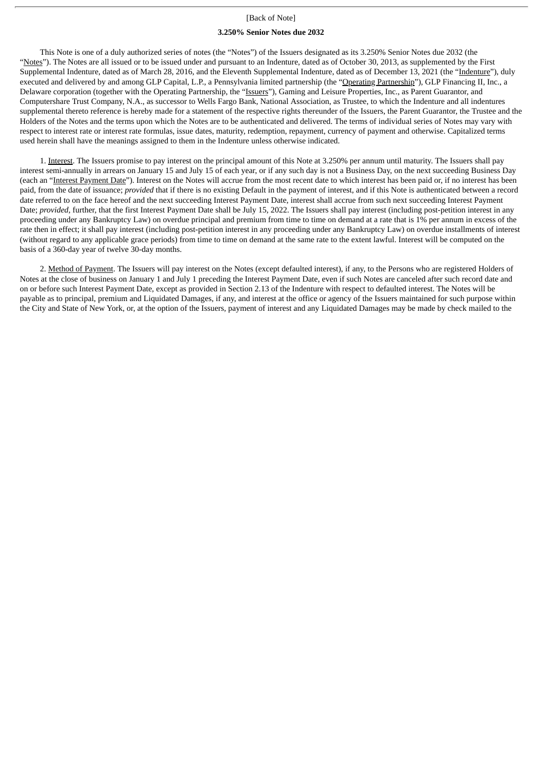[Back of Note]

**3.250% Senior Notes due 2032**

This Note is one of a duly authorized series of notes (the "Notes") of the Issuers designated as its 3.250% Senior Notes due 2032 (the "Notes"). The Notes are all issued or to be issued under and pursuant to an Indenture, dated as of October 30, 2013, as supplemented by the First Supplemental Indenture, dated as of March 28, 2016, and the Eleventh Supplemental Indenture, dated as of December 13, 2021 (the "Indenture"), duly executed and delivered by and among GLP Capital, L.P., a Pennsylvania limited partnership (the "Operating Partnership"), GLP Financing II, Inc., a Delaware corporation (together with the Operating Partnership, the "Issuers"), Gaming and Leisure Properties, Inc., as Parent Guarantor, and Computershare Trust Company, N.A., as successor to Wells Fargo Bank, National Association, as Trustee, to which the Indenture and all indentures supplemental thereto reference is hereby made for a statement of the respective rights thereunder of the Issuers, the Parent Guarantor, the Trustee and the Holders of the Notes and the terms upon which the Notes are to be authenticated and delivered. The terms of individual series of Notes may vary with respect to interest rate or interest rate formulas, issue dates, maturity, redemption, repayment, currency of payment and otherwise. Capitalized terms used herein shall have the meanings assigned to them in the Indenture unless otherwise indicated.

1. Interest. The Issuers promise to pay interest on the principal amount of this Note at 3.250% per annum until maturity. The Issuers shall pay interest semi-annually in arrears on January 15 and July 15 of each year, or if any such day is not a Business Day, on the next succeeding Business Day (each an "Interest Payment Date"). Interest on the Notes will accrue from the most recent date to which interest has been paid or, if no interest has been paid, from the date of issuance; *provided* that if there is no existing Default in the payment of interest, and if this Note is authenticated between a record date referred to on the face hereof and the next succeeding Interest Payment Date, interest shall accrue from such next succeeding Interest Payment Date; *provided*, further, that the first Interest Payment Date shall be July 15, 2022. The Issuers shall pay interest (including post-petition interest in any proceeding under any Bankruptcy Law) on overdue principal and premium from time to time on demand at a rate that is 1% per annum in excess of the rate then in effect; it shall pay interest (including post-petition interest in any proceeding under any Bankruptcy Law) on overdue installments of interest (without regard to any applicable grace periods) from time to time on demand at the same rate to the extent lawful. Interest will be computed on the basis of a 360-day year of twelve 30-day months.

2. Method of Payment. The Issuers will pay interest on the Notes (except defaulted interest), if any, to the Persons who are registered Holders of Notes at the close of business on January 1 and July 1 preceding the Interest Payment Date, even if such Notes are canceled after such record date and on or before such Interest Payment Date, except as provided in Section 2.13 of the Indenture with respect to defaulted interest. The Notes will be payable as to principal, premium and Liquidated Damages, if any, and interest at the office or agency of the Issuers maintained for such purpose within the City and State of New York, or, at the option of the Issuers, payment of interest and any Liquidated Damages may be made by check mailed to the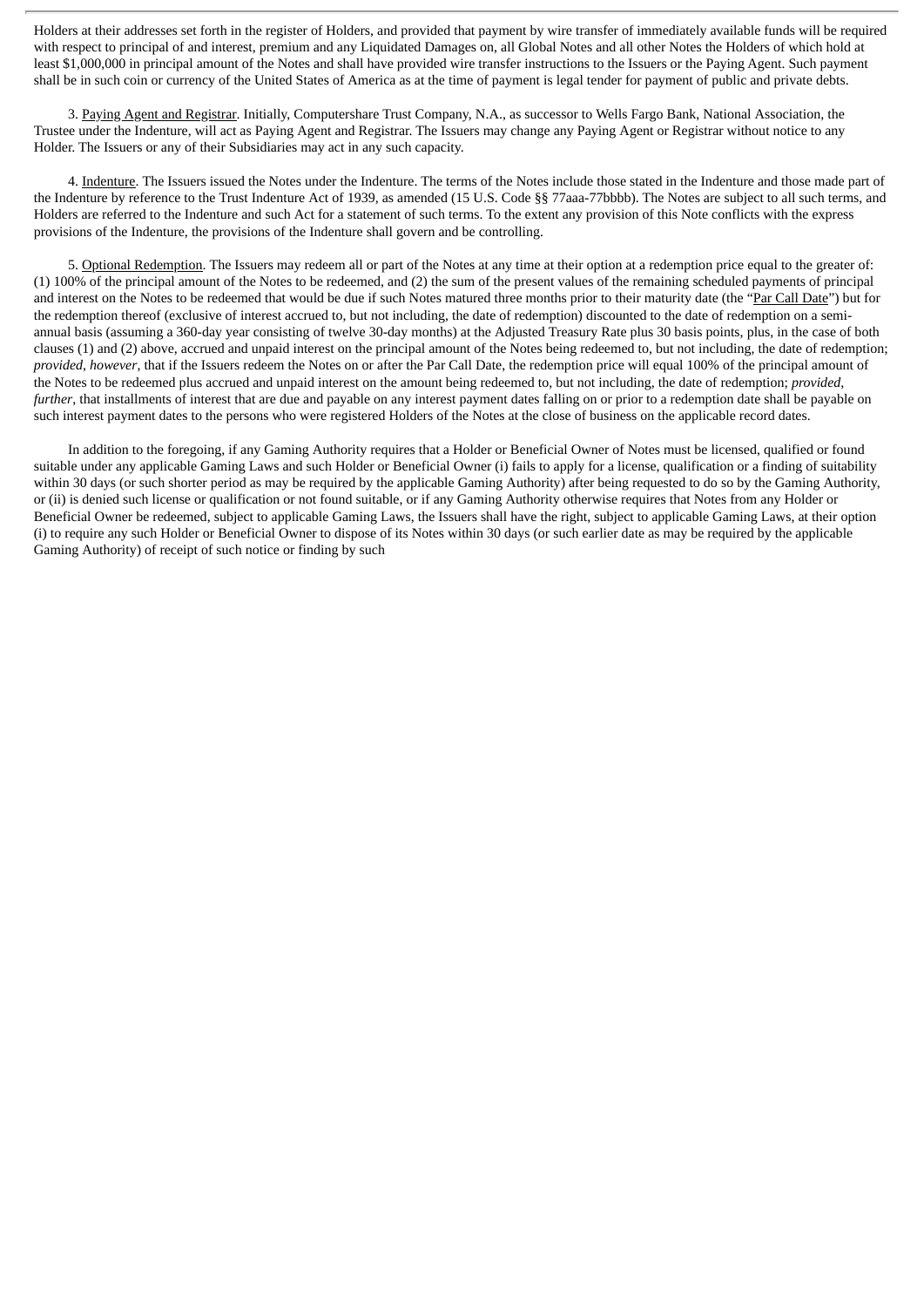Holders at their addresses set forth in the register of Holders, and provided that payment by wire transfer of immediately available funds will be required with respect to principal of and interest, premium and any Liquidated Damages on, all Global Notes and all other Notes the Holders of which hold at least $1,000,000 in principal amount of the Notes and shall have provided wire transfer instructions to the Issuers or the Paying Agent. Such payment shall be in such coin or currency of the United States of America as at the time of payment is legal tender for payment of public and private debts.

3. Paying Agent and Registrar. Initially, Computershare Trust Company, N.A., as successor to Wells Fargo Bank, National Association, the Trustee under the Indenture, will act as Paying Agent and Registrar. The Issuers may change any Paying Agent or Registrar without notice to any Holder. The Issuers or any of their Subsidiaries may act in any such capacity.

4. Indenture. The Issuers issued the Notes under the Indenture. The terms of the Notes include those stated in the Indenture and those made part of the Indenture by reference to the Trust Indenture Act of 1939, as amended (15 U.S. Code §§ 77aaa-77bbbb). The Notes are subject to all such terms, and Holders are referred to the Indenture and such Act for a statement of such terms. To the extent any provision of this Note conflicts with the express provisions of the Indenture, the provisions of the Indenture shall govern and be controlling.

5. Optional Redemption. The Issuers may redeem all or part of the Notes at any time at their option at a redemption price equal to the greater of: (1) 100% of the principal amount of the Notes to be redeemed, and (2) the sum of the present values of the remaining scheduled payments of principal and interest on the Notes to be redeemed that would be due if such Notes matured three months prior to their maturity date (the "Par Call Date") but for the redemption thereof (exclusive of interest accrued to, but not including, the date of redemption) discounted to the date of redemption on a semi-annual basis (assuming a 360-day year consisting of twelve 30-day months) at the Adjusted Treasury Rate plus 30 basis points, plus, in the case of both clauses (1) and (2) above, accrued and unpaid interest on the principal amount of the Notes being redeemed to, but not including, the date of redemption; *provided*, *however*, that if the Issuers redeem the Notes on or after the Par Call Date, the redemption price will equal 100% of the principal amount of the Notes to be redeemed plus accrued and unpaid interest on the amount being redeemed to, but not including, the date of redemption; *provided*, *further*, that installments of interest that are due and payable on any interest payment dates falling on or prior to a redemption date shall be payable on such interest payment dates to the persons who were registered Holders of the Notes at the close of business on the applicable record dates.

In addition to the foregoing, if any Gaming Authority requires that a Holder or Beneficial Owner of Notes must be licensed, qualified or found suitable under any applicable Gaming Laws and such Holder or Beneficial Owner (i) fails to apply for a license, qualification or a finding of suitability within 30 days (or such shorter period as may be required by the applicable Gaming Authority) after being requested to do so by the Gaming Authority, or (ii) is denied such license or qualification or not found suitable, or if any Gaming Authority otherwise requires that Notes from any Holder or Beneficial Owner be redeemed, subject to applicable Gaming Laws, the Issuers shall have the right, subject to applicable Gaming Laws, at their option (i) to require any such Holder or Beneficial Owner to dispose of its Notes within 30 days (or such earlier date as may be required by the applicable Gaming Authority) of receipt of such notice or finding by such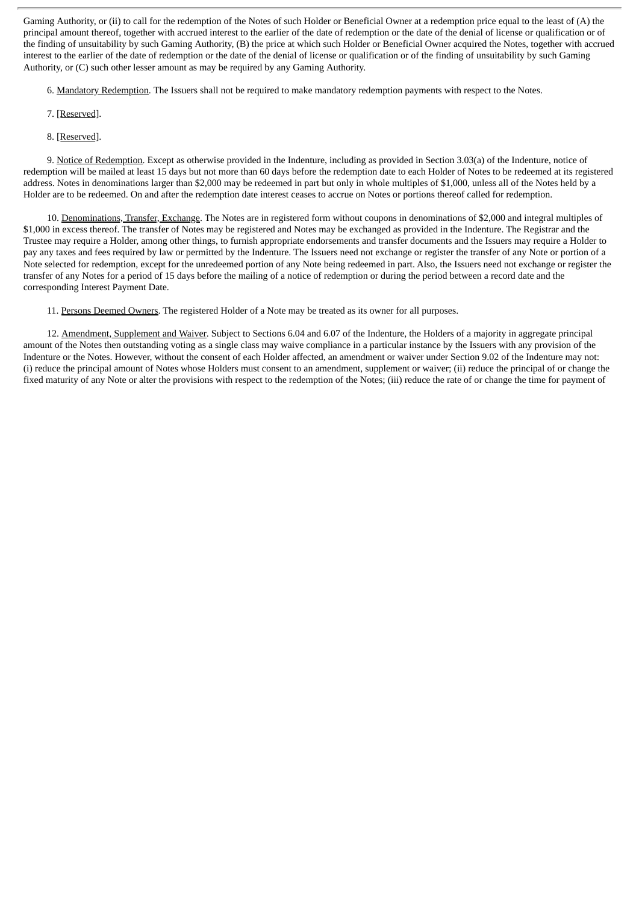Gaming Authority, or (ii) to call for the redemption of the Notes of such Holder or Beneficial Owner at a redemption price equal to the least of (A) the principal amount thereof, together with accrued interest to the earlier of the date of redemption or the date of the denial of license or qualification or of the finding of unsuitability by such Gaming Authority, (B) the price at which such Holder or Beneficial Owner acquired the Notes, together with accrued interest to the earlier of the date of redemption or the date of the denial of license or qualification or of the finding of unsuitability by such Gaming Authority, or (C) such other lesser amount as may be required by any Gaming Authority.

6. Mandatory Redemption. The Issuers shall not be required to make mandatory redemption payments with respect to the Notes.

7. [Reserved].

8. [Reserved].

9. Notice of Redemption. Except as otherwise provided in the Indenture, including as provided in Section 3.03(a) of the Indenture, notice of redemption will be mailed at least 15 days but not more than 60 days before the redemption date to each Holder of Notes to be redeemed at its registered address. Notes in denominations larger than $2,000 may be redeemed in part but only in whole multiples of $1,000, unless all of the Notes held by a Holder are to be redeemed. On and after the redemption date interest ceases to accrue on Notes or portions thereof called for redemption.

10. Denominations, Transfer, Exchange. The Notes are in registered form without coupons in denominations of $2,000 and integral multiples of $1,000 in excess thereof. The transfer of Notes may be registered and Notes may be exchanged as provided in the Indenture. The Registrar and the Trustee may require a Holder, among other things, to furnish appropriate endorsements and transfer documents and the Issuers may require a Holder to pay any taxes and fees required by law or permitted by the Indenture. The Issuers need not exchange or register the transfer of any Note or portion of a Note selected for redemption, except for the unredeemed portion of any Note being redeemed in part. Also, the Issuers need not exchange or register the transfer of any Notes for a period of 15 days before the mailing of a notice of redemption or during the period between a record date and the corresponding Interest Payment Date.

11. Persons Deemed Owners. The registered Holder of a Note may be treated as its owner for all purposes.

12. Amendment, Supplement and Waiver. Subject to Sections 6.04 and 6.07 of the Indenture, the Holders of a majority in aggregate principal amount of the Notes then outstanding voting as a single class may waive compliance in a particular instance by the Issuers with any provision of the Indenture or the Notes. However, without the consent of each Holder affected, an amendment or waiver under Section 9.02 of the Indenture may not: (i) reduce the principal amount of Notes whose Holders must consent to an amendment, supplement or waiver; (ii) reduce the principal of or change the fixed maturity of any Note or alter the provisions with respect to the redemption of the Notes; (iii) reduce the rate of or change the time for payment of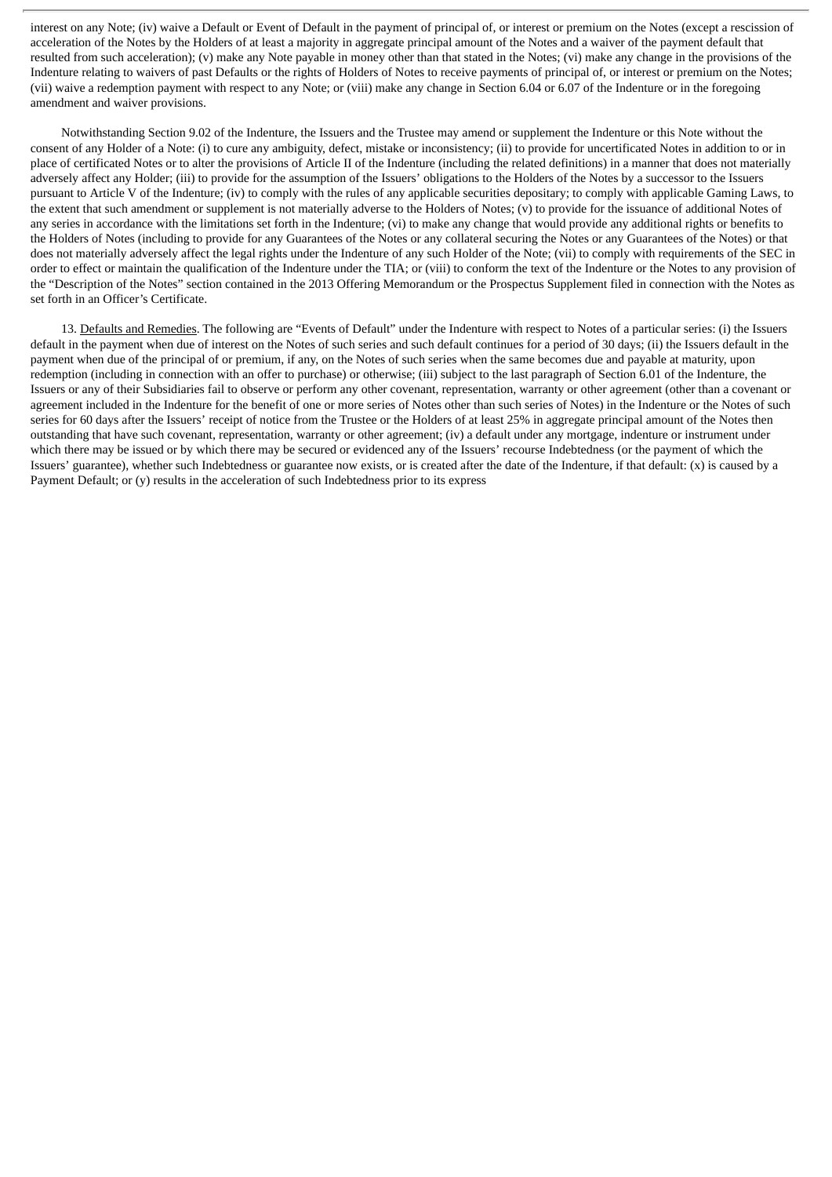interest on any Note; (iv) waive a Default or Event of Default in the payment of principal of, or interest or premium on the Notes (except a rescission of acceleration of the Notes by the Holders of at least a majority in aggregate principal amount of the Notes and a waiver of the payment default that resulted from such acceleration); (v) make any Note payable in money other than that stated in the Notes; (vi) make any change in the provisions of the Indenture relating to waivers of past Defaults or the rights of Holders of Notes to receive payments of principal of, or interest or premium on the Notes; (vii) waive a redemption payment with respect to any Note; or (viii) make any change in Section 6.04 or 6.07 of the Indenture or in the foregoing amendment and waiver provisions.

Notwithstanding Section 9.02 of the Indenture, the Issuers and the Trustee may amend or supplement the Indenture or this Note without the consent of any Holder of a Note: (i) to cure any ambiguity, defect, mistake or inconsistency; (ii) to provide for uncertificated Notes in addition to or in place of certificated Notes or to alter the provisions of Article II of the Indenture (including the related definitions) in a manner that does not materially adversely affect any Holder; (iii) to provide for the assumption of the Issuers' obligations to the Holders of the Notes by a successor to the Issuers pursuant to Article V of the Indenture; (iv) to comply with the rules of any applicable securities depositary; to comply with applicable Gaming Laws, to the extent that such amendment or supplement is not materially adverse to the Holders of Notes; (v) to provide for the issuance of additional Notes of any series in accordance with the limitations set forth in the Indenture; (vi) to make any change that would provide any additional rights or benefits to the Holders of Notes (including to provide for any Guarantees of the Notes or any collateral securing the Notes or any Guarantees of the Notes) or that does not materially adversely affect the legal rights under the Indenture of any such Holder of the Note; (vii) to comply with requirements of the SEC in order to effect or maintain the qualification of the Indenture under the TIA; or (viii) to conform the text of the Indenture or the Notes to any provision of the "Description of the Notes" section contained in the 2013 Offering Memorandum or the Prospectus Supplement filed in connection with the Notes as set forth in an Officer's Certificate.

13. Defaults and Remedies. The following are "Events of Default" under the Indenture with respect to Notes of a particular series: (i) the Issuers default in the payment when due of interest on the Notes of such series and such default continues for a period of 30 days; (ii) the Issuers default in the payment when due of the principal of or premium, if any, on the Notes of such series when the same becomes due and payable at maturity, upon redemption (including in connection with an offer to purchase) or otherwise; (iii) subject to the last paragraph of Section 6.01 of the Indenture, the Issuers or any of their Subsidiaries fail to observe or perform any other covenant, representation, warranty or other agreement (other than a covenant or agreement included in the Indenture for the benefit of one or more series of Notes other than such series of Notes) in the Indenture or the Notes of such series for 60 days after the Issuers' receipt of notice from the Trustee or the Holders of at least 25% in aggregate principal amount of the Notes then outstanding that have such covenant, representation, warranty or other agreement; (iv) a default under any mortgage, indenture or instrument under which there may be issued or by which there may be secured or evidenced any of the Issuers' recourse Indebtedness (or the payment of which the Issuers' guarantee), whether such Indebtedness or guarantee now exists, or is created after the date of the Indenture, if that default: (x) is caused by a Payment Default; or (y) results in the acceleration of such Indebtedness prior to its express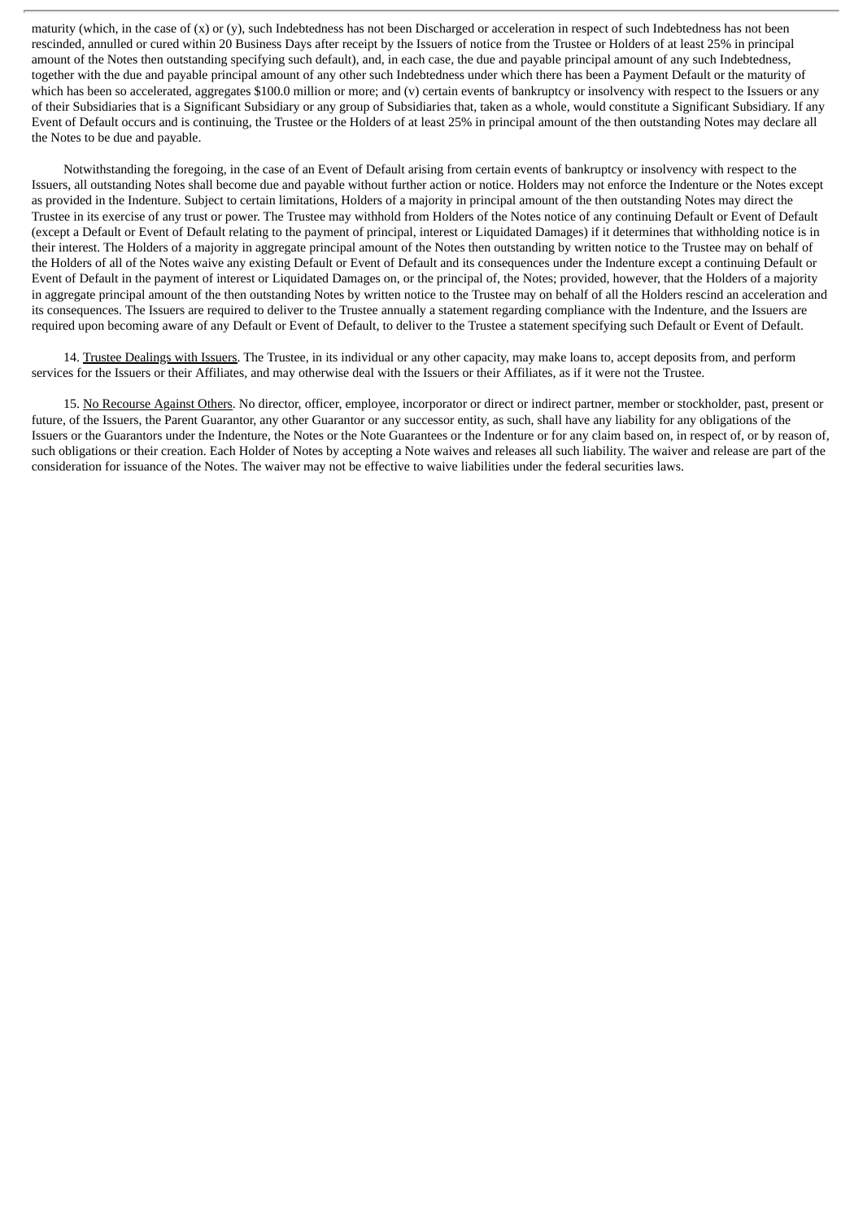maturity (which, in the case of (x) or (y), such Indebtedness has not been Discharged or acceleration in respect of such Indebtedness has not been rescinded, annulled or cured within 20 Business Days after receipt by the Issuers of notice from the Trustee or Holders of at least 25% in principal amount of the Notes then outstanding specifying such default), and, in each case, the due and payable principal amount of any such Indebtedness, together with the due and payable principal amount of any other such Indebtedness under which there has been a Payment Default or the maturity of which has been so accelerated, aggregates $100.0 million or more; and (v) certain events of bankruptcy or insolvency with respect to the Issuers or any of their Subsidiaries that is a Significant Subsidiary or any group of Subsidiaries that, taken as a whole, would constitute a Significant Subsidiary. If any Event of Default occurs and is continuing, the Trustee or the Holders of at least 25% in principal amount of the then outstanding Notes may declare all the Notes to be due and payable.

Notwithstanding the foregoing, in the case of an Event of Default arising from certain events of bankruptcy or insolvency with respect to the Issuers, all outstanding Notes shall become due and payable without further action or notice. Holders may not enforce the Indenture or the Notes except as provided in the Indenture. Subject to certain limitations, Holders of a majority in principal amount of the then outstanding Notes may direct the Trustee in its exercise of any trust or power. The Trustee may withhold from Holders of the Notes notice of any continuing Default or Event of Default (except a Default or Event of Default relating to the payment of principal, interest or Liquidated Damages) if it determines that withholding notice is in their interest. The Holders of a majority in aggregate principal amount of the Notes then outstanding by written notice to the Trustee may on behalf of the Holders of all of the Notes waive any existing Default or Event of Default and its consequences under the Indenture except a continuing Default or Event of Default in the payment of interest or Liquidated Damages on, or the principal of, the Notes; provided, however, that the Holders of a majority in aggregate principal amount of the then outstanding Notes by written notice to the Trustee may on behalf of all the Holders rescind an acceleration and its consequences. The Issuers are required to deliver to the Trustee annually a statement regarding compliance with the Indenture, and the Issuers are required upon becoming aware of any Default or Event of Default, to deliver to the Trustee a statement specifying such Default or Event of Default.

14. Trustee Dealings with Issuers. The Trustee, in its individual or any other capacity, may make loans to, accept deposits from, and perform services for the Issuers or their Affiliates, and may otherwise deal with the Issuers or their Affiliates, as if it were not the Trustee.

15. No Recourse Against Others. No director, officer, employee, incorporator or direct or indirect partner, member or stockholder, past, present or future, of the Issuers, the Parent Guarantor, any other Guarantor or any successor entity, as such, shall have any liability for any obligations of the Issuers or the Guarantors under the Indenture, the Notes or the Note Guarantees or the Indenture or for any claim based on, in respect of, or by reason of, such obligations or their creation. Each Holder of Notes by accepting a Note waives and releases all such liability. The waiver and release are part of the consideration for issuance of the Notes. The waiver may not be effective to waive liabilities under the federal securities laws.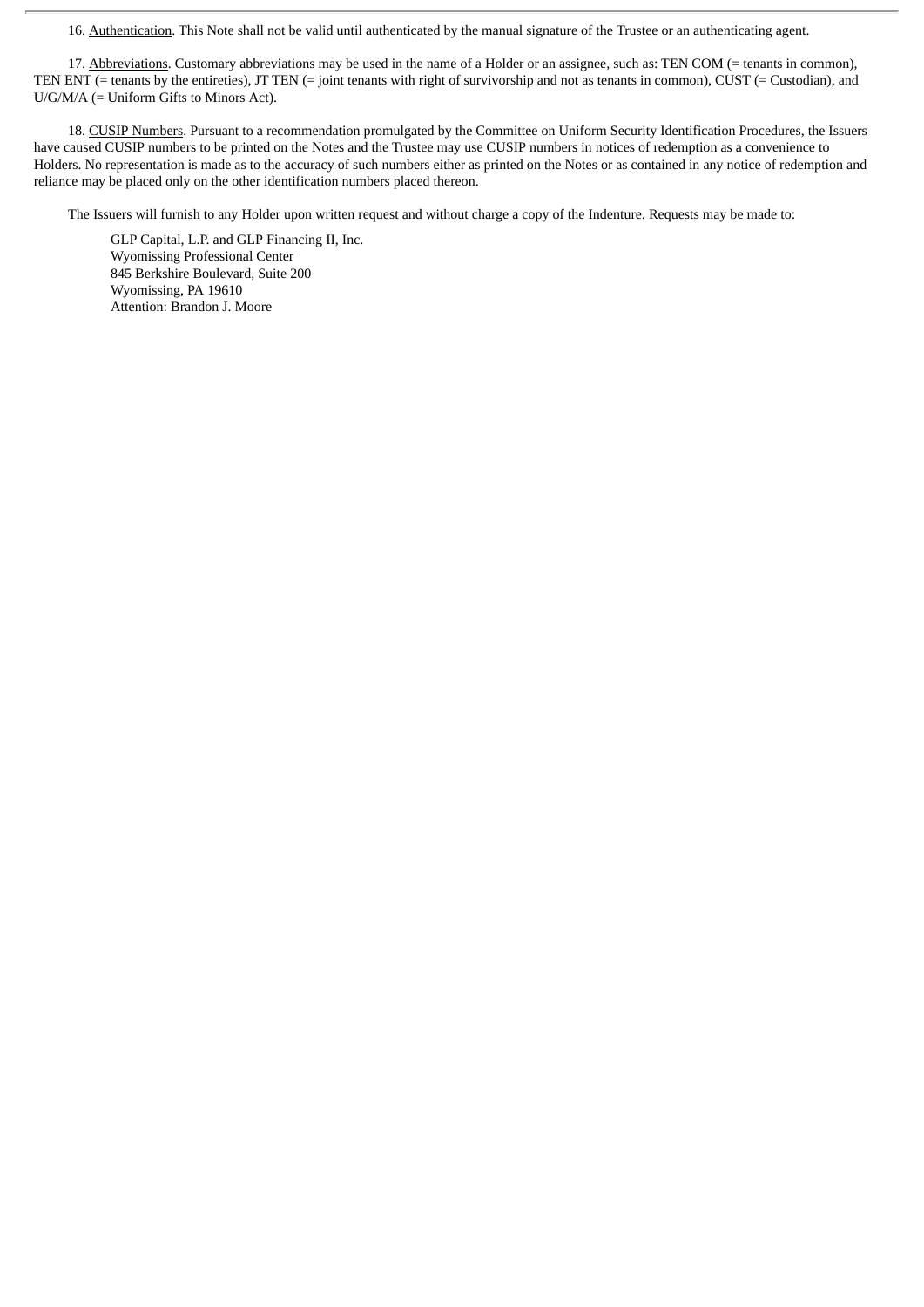16. Authentication. This Note shall not be valid until authenticated by the manual signature of the Trustee or an authenticating agent.

17. Abbreviations. Customary abbreviations may be used in the name of a Holder or an assignee, such as: TEN COM (= tenants in common), TEN ENT (= tenants by the entireties), JT TEN (= joint tenants with right of survivorship and not as tenants in common), CUST (= Custodian), and U/G/M/A (= Uniform Gifts to Minors Act).

18. CUSIP Numbers. Pursuant to a recommendation promulgated by the Committee on Uniform Security Identification Procedures, the Issuers have caused CUSIP numbers to be printed on the Notes and the Trustee may use CUSIP numbers in notices of redemption as a convenience to Holders. No representation is made as to the accuracy of such numbers either as printed on the Notes or as contained in any notice of redemption and reliance may be placed only on the other identification numbers placed thereon.

The Issuers will furnish to any Holder upon written request and without charge a copy of the Indenture. Requests may be made to:

GLP Capital, L.P. and GLP Financing II, Inc.
Wyomissing Professional Center
845 Berkshire Boulevard, Suite 200
Wyomissing, PA 19610
Attention: Brandon J. Moore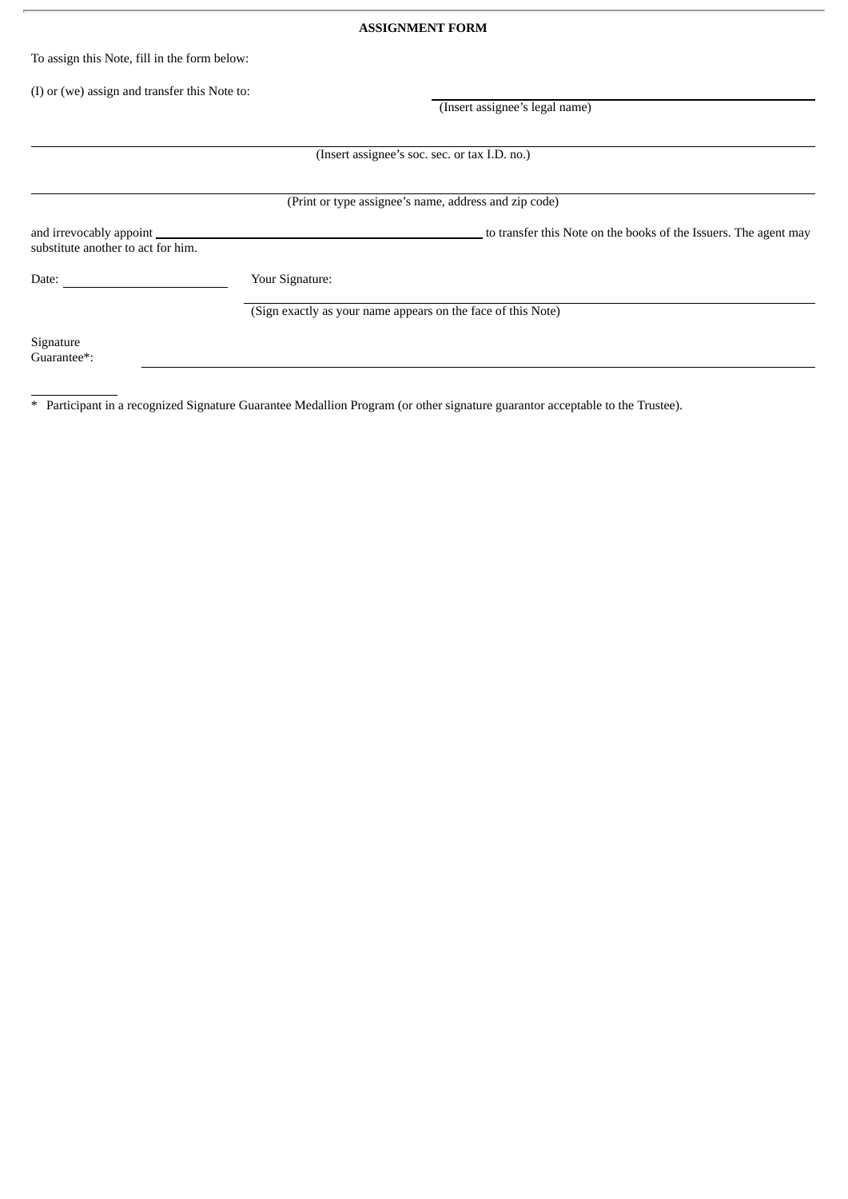**ASSIGNMENT FORM**

To assign this Note, fill in the form below:

(I) or (we) assign and transfer this Note to: ______________________________

(Insert assignee's legal name)

______________________________

(Insert assignee's soc. sec. or tax I.D. no.)

______________________________

(Print or type assignee's name, address and zip code)

and irrevocably appoint ______________________________ to transfer this Note on the books of the Issuers. The agent may substitute another to act for him.

Date: ______________ Your Signature: ______________________________

(Sign exactly as your name appears on the face of this Note)

Signature Guarantee*: ______________________________

---

\* Participant in a recognized Signature Guarantee Medallion Program (or other signature guarantor acceptable to the Trustee).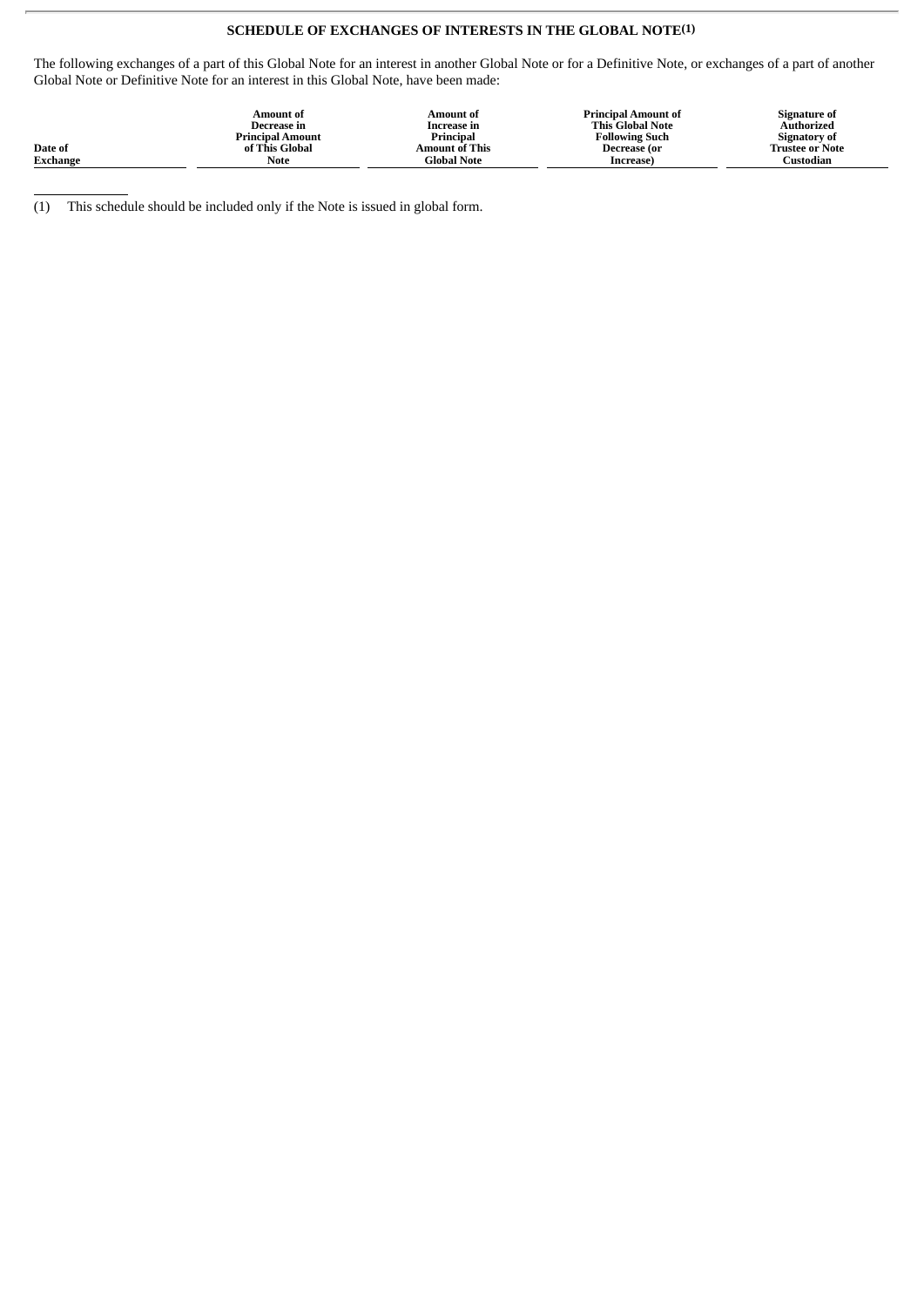## SCHEDULE OF EXCHANGES OF INTERESTS IN THE GLOBAL NOTE(1)

The following exchanges of a part of this Global Note for an interest in another Global Note or for a Definitive Note, or exchanges of a part of another Global Note or Definitive Note for an interest in this Global Note, have been made:

| Date of Exchange | Amount of Decrease in Principal Amount of This Global Note | Amount of Increase in Principal Amount of This Global Note | Principal Amount of This Global Note Following Such Decrease (or Increase) | Signature of Authorized Signatory of Trustee or Note Custodian |
|---|---|---|---|---|

(1) This schedule should be included only if the Note is issued in global form.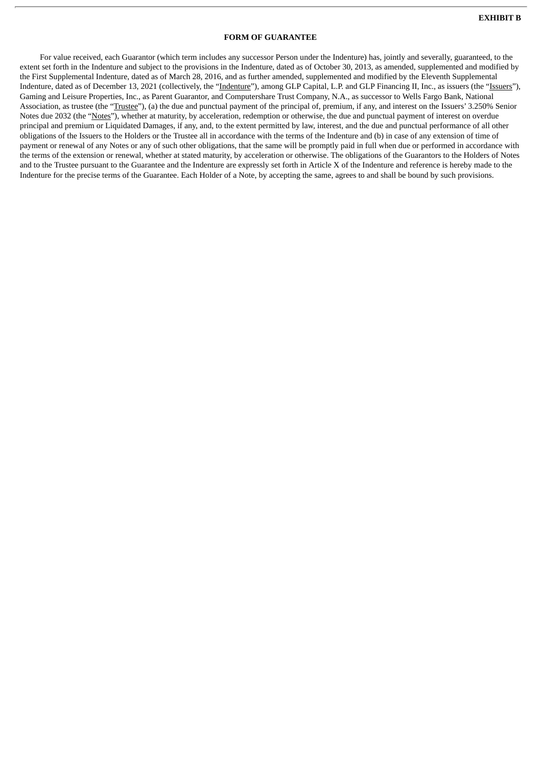**EXHIBIT B**

**FORM OF GUARANTEE**

For value received, each Guarantor (which term includes any successor Person under the Indenture) has, jointly and severally, guaranteed, to the extent set forth in the Indenture and subject to the provisions in the Indenture, dated as of October 30, 2013, as amended, supplemented and modified by the First Supplemental Indenture, dated as of March 28, 2016, and as further amended, supplemented and modified by the Eleventh Supplemental Indenture, dated as of December 13, 2021 (collectively, the "Indenture"), among GLP Capital, L.P. and GLP Financing II, Inc., as issuers (the "Issuers"), Gaming and Leisure Properties, Inc., as Parent Guarantor, and Computershare Trust Company, N.A., as successor to Wells Fargo Bank, National Association, as trustee (the "Trustee"), (a) the due and punctual payment of the principal of, premium, if any, and interest on the Issuers' 3.250% Senior Notes due 2032 (the "Notes"), whether at maturity, by acceleration, redemption or otherwise, the due and punctual payment of interest on overdue principal and premium or Liquidated Damages, if any, and, to the extent permitted by law, interest, and the due and punctual performance of all other obligations of the Issuers to the Holders or the Trustee all in accordance with the terms of the Indenture and (b) in case of any extension of time of payment or renewal of any Notes or any of such other obligations, that the same will be promptly paid in full when due or performed in accordance with the terms of the extension or renewal, whether at stated maturity, by acceleration or otherwise. The obligations of the Guarantors to the Holders of Notes and to the Trustee pursuant to the Guarantee and the Indenture are expressly set forth in Article X of the Indenture and reference is hereby made to the Indenture for the precise terms of the Guarantee. Each Holder of a Note, by accepting the same, agrees to and shall be bound by such provisions.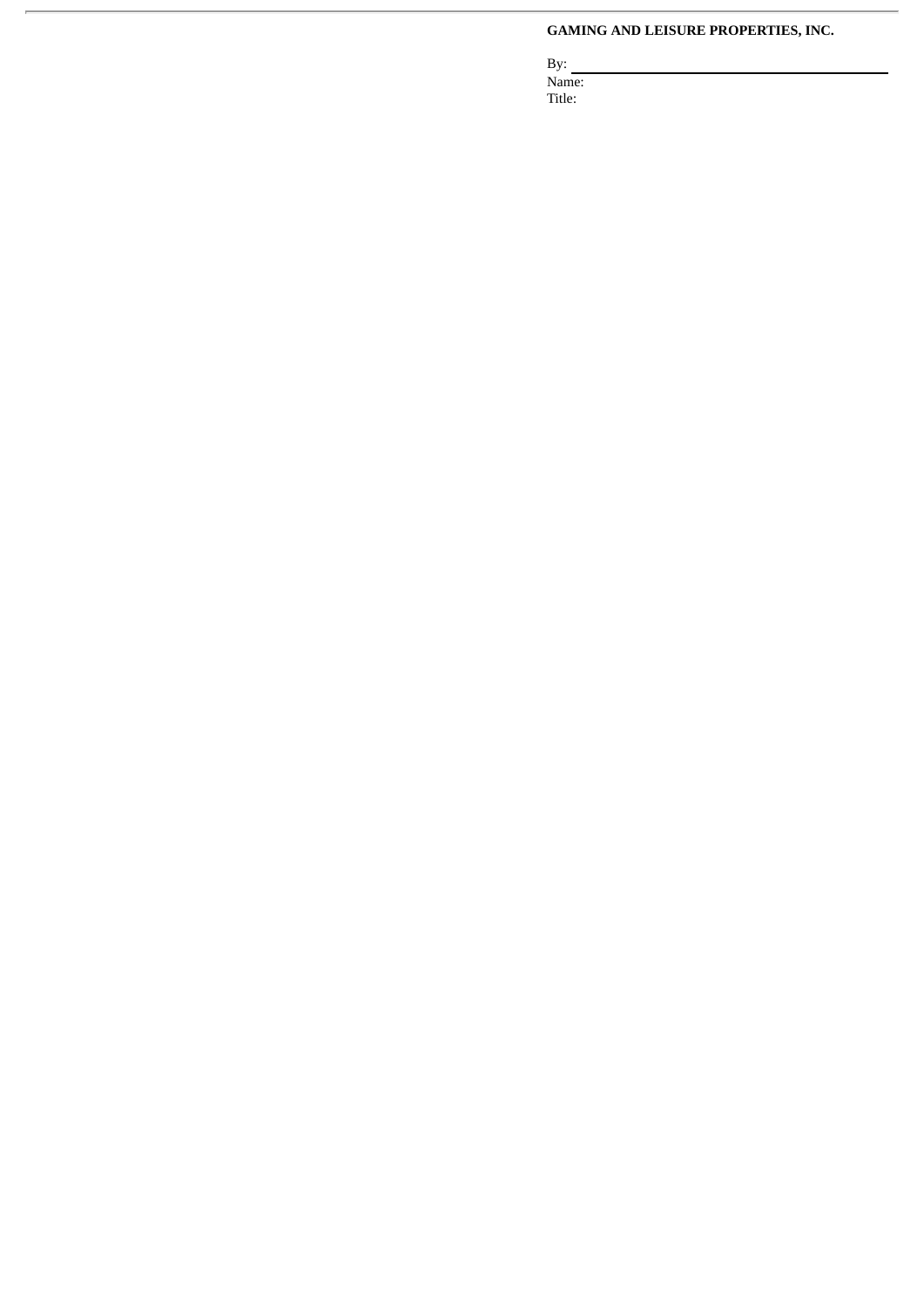**GAMING AND LEISURE PROPERTIES, INC.**

By: \_\_\_\_\_\_\_\_\_\_\_\_\_\_\_\_\_\_\_\_\_\_\_\_\_\_\_\_\_\_\_\_\_\_\_\_\_\_\_\_

Name:

Title: